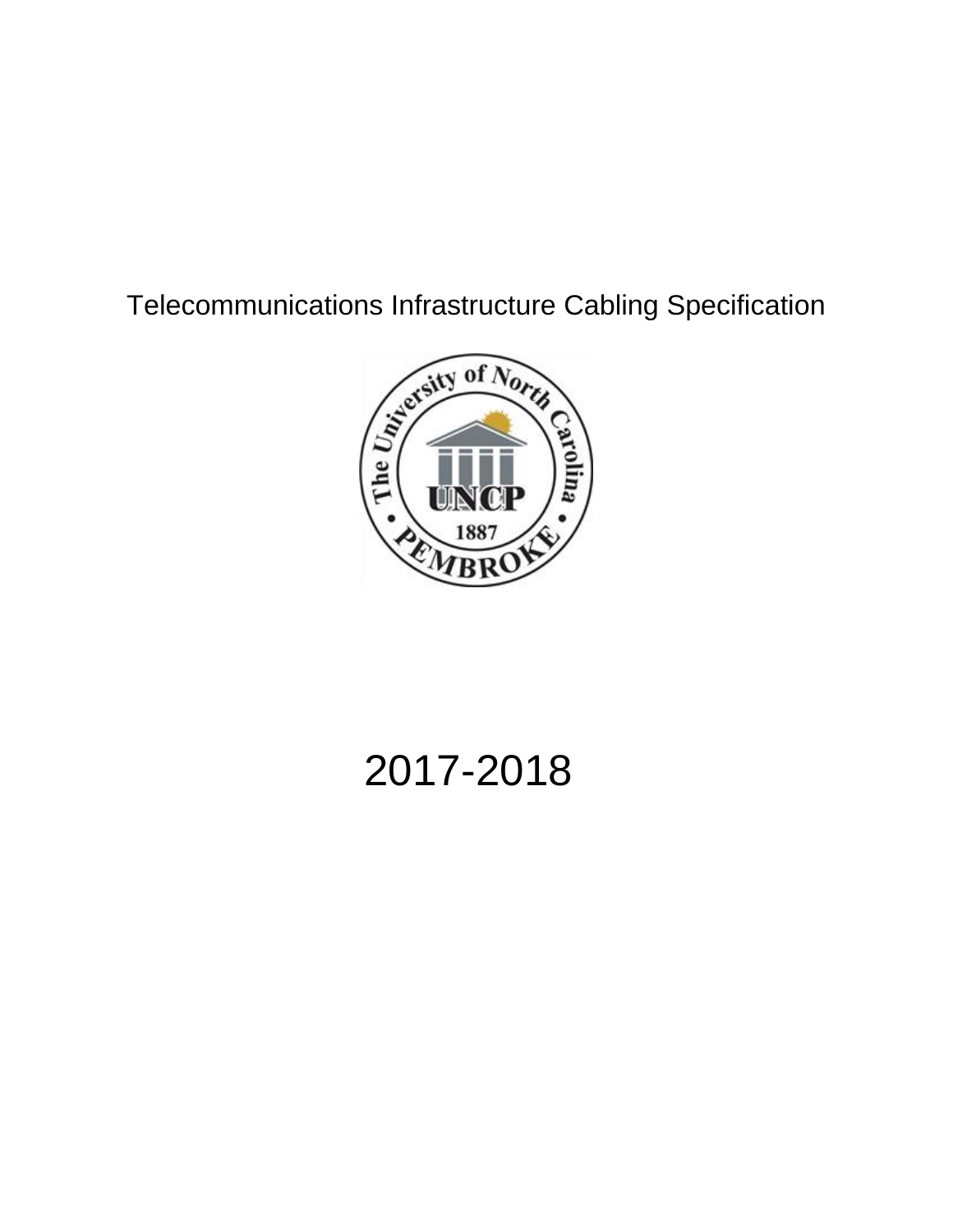# Telecommunications Infrastructure Cabling Specification

# 2017-2018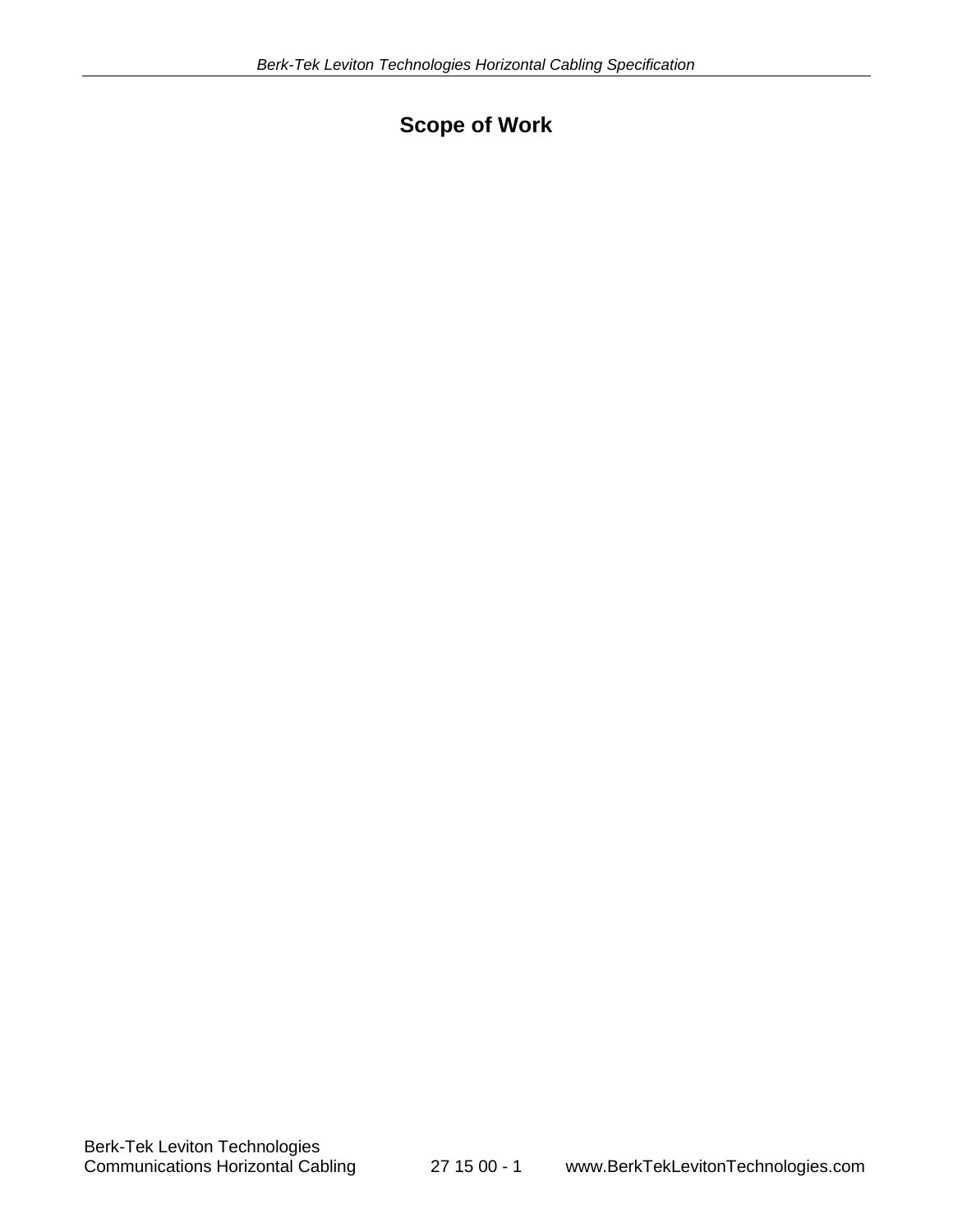# Scope of Work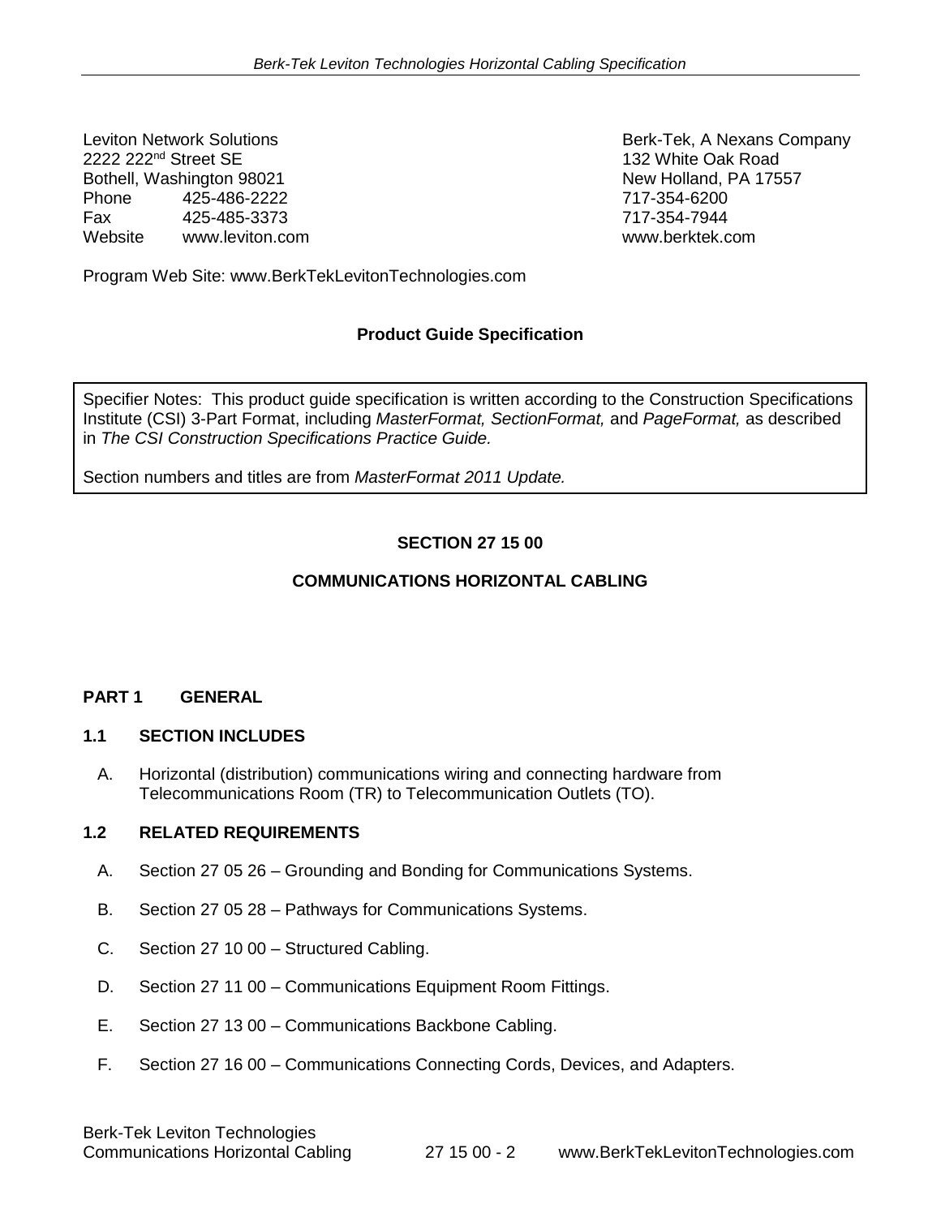Leviton Network Solutions
2222 222nd Street SE
Bothell, Washington 98021
Phone 425-486-2222
Fax 425-485-3373
Website www.leviton.com

Berk-Tek, A Nexans Company
132 White Oak Road
New Holland, PA 17557
717-354-6200
717-354-7944
www.berktek.com

Program Web Site: www.BerkTekLevitonTechnologies.com

**Product Guide Specification**

Specifier Notes: This product guide specification is written according to the Construction Specifications Institute (CSI) 3-Part Format, including *MasterFormat, SectionFormat,* and *PageFormat,* as described in *The CSI Construction Specifications Practice Guide.*

Section numbers and titles are from *MasterFormat 2011 Update.*

## SECTION 27 15 00

## COMMUNICATIONS HORIZONTAL CABLING

### PART 1 GENERAL

#### 1.1 SECTION INCLUDES

A. Horizontal (distribution) communications wiring and connecting hardware from Telecommunications Room (TR) to Telecommunication Outlets (TO).

#### 1.2 RELATED REQUIREMENTS

A. Section 27 05 26 – Grounding and Bonding for Communications Systems.

B. Section 27 05 28 – Pathways for Communications Systems.

C. Section 27 10 00 – Structured Cabling.

D. Section 27 11 00 – Communications Equipment Room Fittings.

E. Section 27 13 00 – Communications Backbone Cabling.

F. Section 27 16 00 – Communications Connecting Cords, Devices, and Adapters.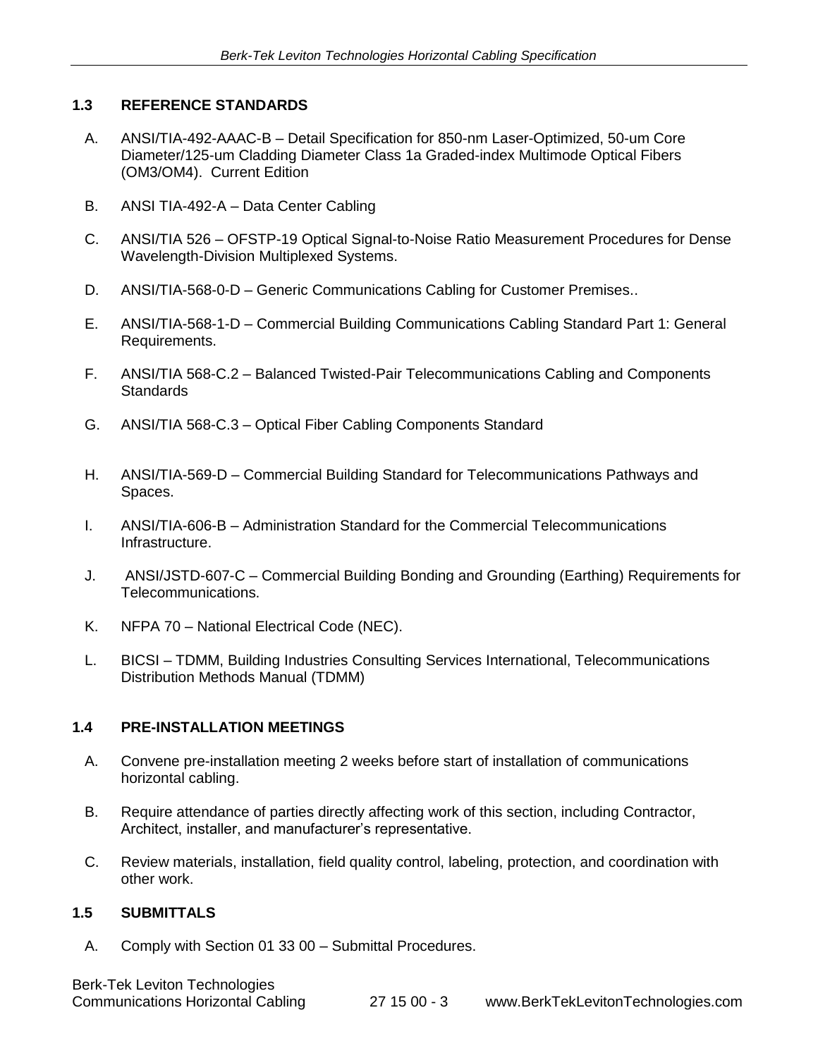## 1.3 REFERENCE STANDARDS

A. ANSI/TIA-492-AAAC-B – Detail Specification for 850-nm Laser-Optimized, 50-um Core Diameter/125-um Cladding Diameter Class 1a Graded-index Multimode Optical Fibers (OM3/OM4). Current Edition

B. ANSI TIA-492-A – Data Center Cabling

C. ANSI/TIA 526 – OFSTP-19 Optical Signal-to-Noise Ratio Measurement Procedures for Dense Wavelength-Division Multiplexed Systems.

D. ANSI/TIA-568-0-D – Generic Communications Cabling for Customer Premises..

E. ANSI/TIA-568-1-D – Commercial Building Communications Cabling Standard Part 1: General Requirements.

F. ANSI/TIA 568-C.2 – Balanced Twisted-Pair Telecommunications Cabling and Components Standards

G. ANSI/TIA 568-C.3 – Optical Fiber Cabling Components Standard

H. ANSI/TIA-569-D – Commercial Building Standard for Telecommunications Pathways and Spaces.

I. ANSI/TIA-606-B – Administration Standard for the Commercial Telecommunications Infrastructure.

J. ANSI/JSTD-607-C – Commercial Building Bonding and Grounding (Earthing) Requirements for Telecommunications.

K. NFPA 70 – National Electrical Code (NEC).

L. BICSI – TDMM, Building Industries Consulting Services International, Telecommunications Distribution Methods Manual (TDMM)

## 1.4 PRE-INSTALLATION MEETINGS

A. Convene pre-installation meeting 2 weeks before start of installation of communications horizontal cabling.

B. Require attendance of parties directly affecting work of this section, including Contractor, Architect, installer, and manufacturer's representative.

C. Review materials, installation, field quality control, labeling, protection, and coordination with other work.

## 1.5 SUBMITTALS

A. Comply with Section 01 33 00 – Submittal Procedures.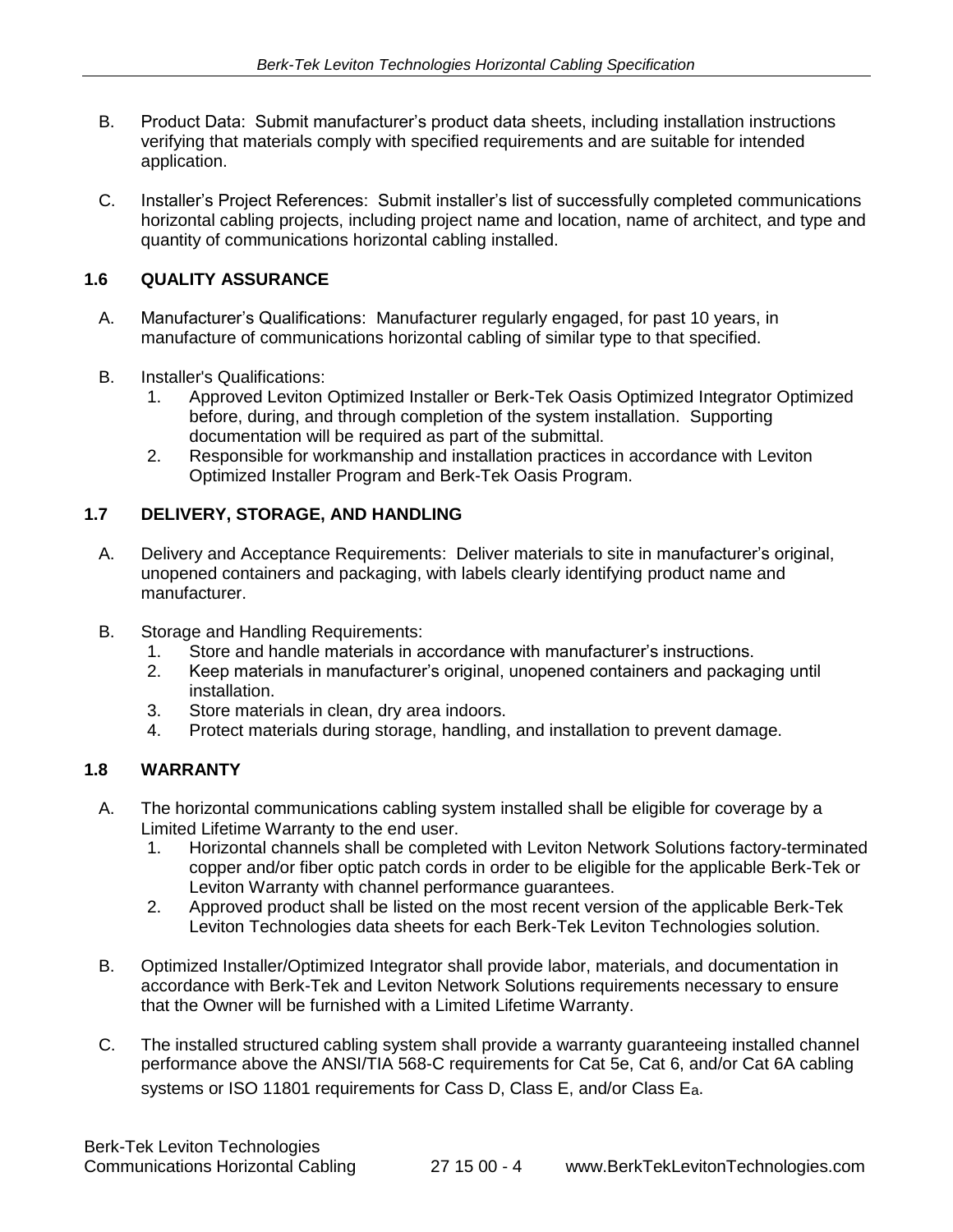B. Product Data: Submit manufacturer's product data sheets, including installation instructions verifying that materials comply with specified requirements and are suitable for intended application.

C. Installer's Project References: Submit installer's list of successfully completed communications horizontal cabling projects, including project name and location, name of architect, and type and quantity of communications horizontal cabling installed.

### 1.6 QUALITY ASSURANCE

A. Manufacturer's Qualifications: Manufacturer regularly engaged, for past 10 years, in manufacture of communications horizontal cabling of similar type to that specified.

B. Installer's Qualifications:
   1. Approved Leviton Optimized Installer or Berk-Tek Oasis Optimized Integrator Optimized before, during, and through completion of the system installation. Supporting documentation will be required as part of the submittal.
   2. Responsible for workmanship and installation practices in accordance with Leviton Optimized Installer Program and Berk-Tek Oasis Program.

### 1.7 DELIVERY, STORAGE, AND HANDLING

A. Delivery and Acceptance Requirements: Deliver materials to site in manufacturer's original, unopened containers and packaging, with labels clearly identifying product name and manufacturer.

B. Storage and Handling Requirements:
   1. Store and handle materials in accordance with manufacturer's instructions.
   2. Keep materials in manufacturer's original, unopened containers and packaging until installation.
   3. Store materials in clean, dry area indoors.
   4. Protect materials during storage, handling, and installation to prevent damage.

### 1.8 WARRANTY

A. The horizontal communications cabling system installed shall be eligible for coverage by a Limited Lifetime Warranty to the end user.
   1. Horizontal channels shall be completed with Leviton Network Solutions factory-terminated copper and/or fiber optic patch cords in order to be eligible for the applicable Berk-Tek or Leviton Warranty with channel performance guarantees.
   2. Approved product shall be listed on the most recent version of the applicable Berk-Tek Leviton Technologies data sheets for each Berk-Tek Leviton Technologies solution.

B. Optimized Installer/Optimized Integrator shall provide labor, materials, and documentation in accordance with Berk-Tek and Leviton Network Solutions requirements necessary to ensure that the Owner will be furnished with a Limited Lifetime Warranty.

C. The installed structured cabling system shall provide a warranty guaranteeing installed channel performance above the ANSI/TIA 568-C requirements for Cat 5e, Cat 6, and/or Cat 6A cabling systems or ISO 11801 requirements for Cass D, Class E, and/or Class $E_a$.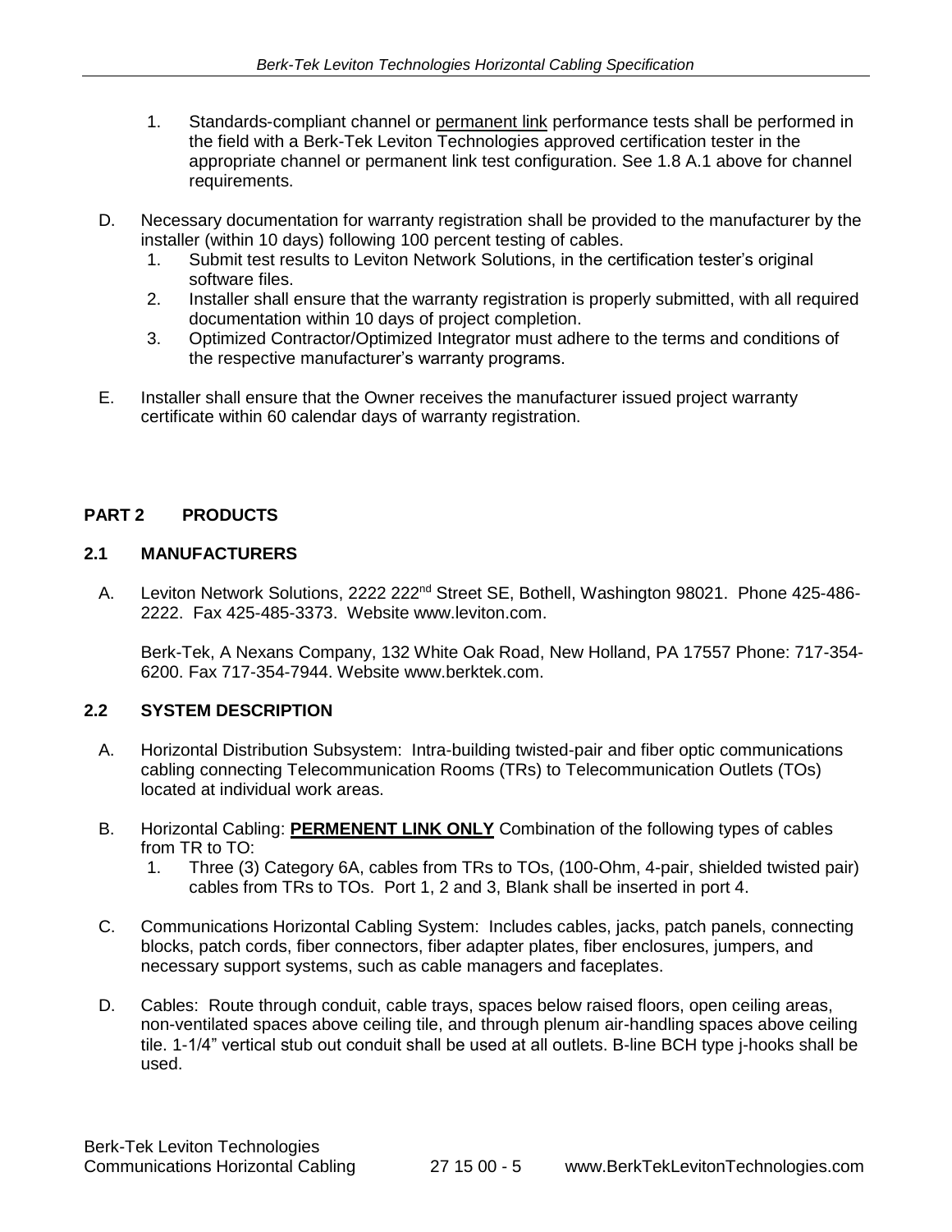1. Standards-compliant channel or permanent link performance tests shall be performed in the field with a Berk-Tek Leviton Technologies approved certification tester in the appropriate channel or permanent link test configuration. See 1.8 A.1 above for channel requirements.

D. Necessary documentation for warranty registration shall be provided to the manufacturer by the installer (within 10 days) following 100 percent testing of cables.
   1. Submit test results to Leviton Network Solutions, in the certification tester's original software files.
   2. Installer shall ensure that the warranty registration is properly submitted, with all required documentation within 10 days of project completion.
   3. Optimized Contractor/Optimized Integrator must adhere to the terms and conditions of the respective manufacturer's warranty programs.

E. Installer shall ensure that the Owner receives the manufacturer issued project warranty certificate within 60 calendar days of warranty registration.

## PART 2 PRODUCTS

### 2.1 MANUFACTURERS

A. Leviton Network Solutions, 2222 222nd Street SE, Bothell, Washington 98021. Phone 425-486-2222. Fax 425-485-3373. Website www.leviton.com.

Berk-Tek, A Nexans Company, 132 White Oak Road, New Holland, PA 17557 Phone: 717-354-6200. Fax 717-354-7944. Website www.berktek.com.

### 2.2 SYSTEM DESCRIPTION

A. Horizontal Distribution Subsystem: Intra-building twisted-pair and fiber optic communications cabling connecting Telecommunication Rooms (TRs) to Telecommunication Outlets (TOs) located at individual work areas.

B. Horizontal Cabling: **PERMENENT LINK ONLY** Combination of the following types of cables from TR to TO:
   1. Three (3) Category 6A, cables from TRs to TOs, (100-Ohm, 4-pair, shielded twisted pair) cables from TRs to TOs. Port 1, 2 and 3, Blank shall be inserted in port 4.

C. Communications Horizontal Cabling System: Includes cables, jacks, patch panels, connecting blocks, patch cords, fiber connectors, fiber adapter plates, fiber enclosures, jumpers, and necessary support systems, such as cable managers and faceplates.

D. Cables: Route through conduit, cable trays, spaces below raised floors, open ceiling areas, non-ventilated spaces above ceiling tile, and through plenum air-handling spaces above ceiling tile. 1-1/4" vertical stub out conduit shall be used at all outlets. B-line BCH type j-hooks shall be used.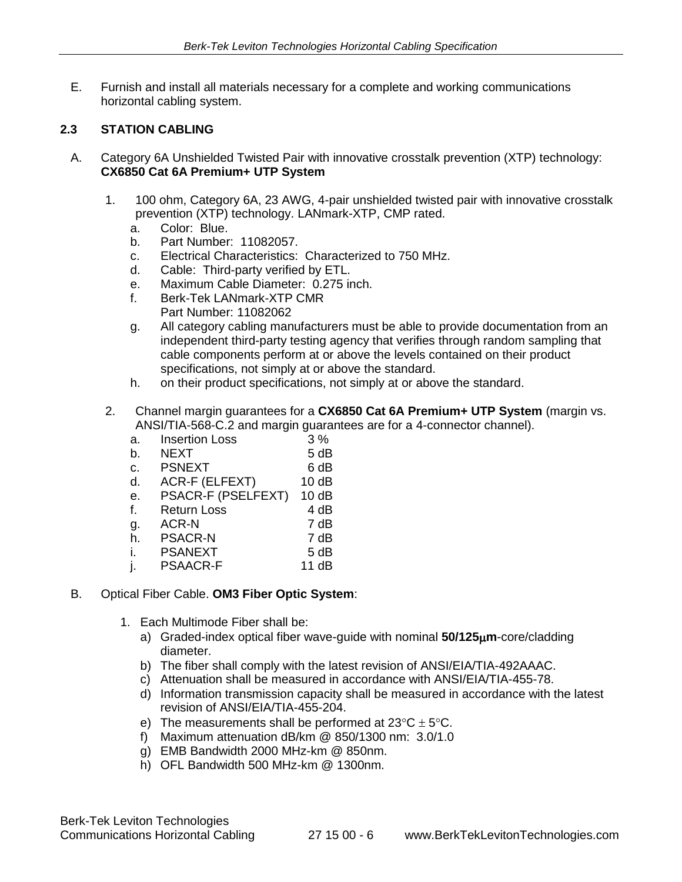E. Furnish and install all materials necessary for a complete and working communications horizontal cabling system.

## 2.3 STATION CABLING

A. Category 6A Unshielded Twisted Pair with innovative crosstalk prevention (XTP) technology: **CX6850 Cat 6A Premium+ UTP System**

1. 100 ohm, Category 6A, 23 AWG, 4-pair unshielded twisted pair with innovative crosstalk prevention (XTP) technology. LANmark-XTP, CMP rated.
   a. Color: Blue.
   b. Part Number: 11082057.
   c. Electrical Characteristics: Characterized to 750 MHz.
   d. Cable: Third-party verified by ETL.
   e. Maximum Cable Diameter: 0.275 inch.
   f. Berk-Tek LANmark-XTP CMR
      Part Number: 11082062
   g. All category cabling manufacturers must be able to provide documentation from an independent third-party testing agency that verifies through random sampling that cable components perform at or above the levels contained on their product specifications, not simply at or above the standard.
   h. on their product specifications, not simply at or above the standard.

2. Channel margin guarantees for a **CX6850 Cat 6A Premium+ UTP System** (margin vs. ANSI/TIA-568-C.2 and margin guarantees are for a 4-connector channel).
   a. Insertion Loss 3 %
   b. NEXT 5 dB
   c. PSNEXT 6 dB
   d. ACR-F (ELFEXT) 10 dB
   e. PSACR-F (PSELFEXT) 10 dB
   f. Return Loss 4 dB
   g. ACR-N 7 dB
   h. PSACR-N 7 dB
   i. PSANEXT 5 dB
   j. PSAACR-F 11 dB

B. Optical Fiber Cable. **OM3 Fiber Optic System**:

1. Each Multimode Fiber shall be:
   a) Graded-index optical fiber wave-guide with nominal **50/125μm**-core/cladding diameter.
   b) The fiber shall comply with the latest revision of ANSI/EIA/TIA-492AAAC.
   c) Attenuation shall be measured in accordance with ANSI/EIA/TIA-455-78.
   d) Information transmission capacity shall be measured in accordance with the latest revision of ANSI/EIA/TIA-455-204.
   e) The measurements shall be performed at 23°C ± 5°C.
   f) Maximum attenuation dB/km @ 850/1300 nm: 3.0/1.0
   g) EMB Bandwidth 2000 MHz-km @ 850nm.
   h) OFL Bandwidth 500 MHz-km @ 1300nm.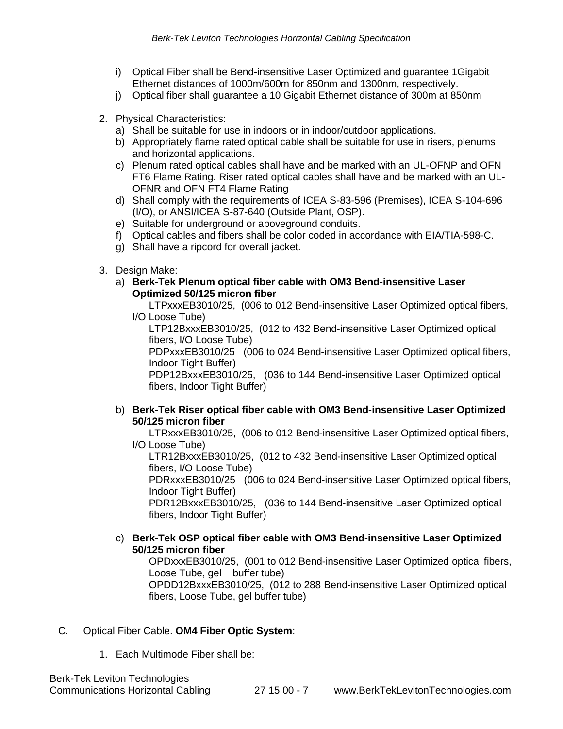i) Optical Fiber shall be Bend-insensitive Laser Optimized and guarantee 1Gigabit Ethernet distances of 1000m/600m for 850nm and 1300nm, respectively.
j) Optical fiber shall guarantee a 10 Gigabit Ethernet distance of 300m at 850nm

2. Physical Characteristics:
   a) Shall be suitable for use in indoors or in indoor/outdoor applications.
   b) Appropriately flame rated optical cable shall be suitable for use in risers, plenums and horizontal applications.
   c) Plenum rated optical cables shall have and be marked with an UL-OFNP and OFN FT6 Flame Rating. Riser rated optical cables shall have and be marked with an UL-OFNR and OFN FT4 Flame Rating
   d) Shall comply with the requirements of ICEA S-83-596 (Premises), ICEA S-104-696 (I/O), or ANSI/ICEA S-87-640 (Outside Plant, OSP).
   e) Suitable for underground or aboveground conduits.
   f) Optical cables and fibers shall be color coded in accordance with EIA/TIA-598-C.
   g) Shall have a ripcord for overall jacket.

3. Design Make:
   a) **Berk-Tek Plenum optical fiber cable with OM3 Bend-insensitive Laser Optimized 50/125 micron fiber**
      LTPxxxEB3010/25, (006 to 012 Bend-insensitive Laser Optimized optical fibers, I/O Loose Tube)
      LTP12BxxxEB3010/25, (012 to 432 Bend-insensitive Laser Optimized optical fibers, I/O Loose Tube)
      PDPxxxEB3010/25 (006 to 024 Bend-insensitive Laser Optimized optical fibers, Indoor Tight Buffer)
      PDP12BxxxEB3010/25, (036 to 144 Bend-insensitive Laser Optimized optical fibers, Indoor Tight Buffer)

   b) **Berk-Tek Riser optical fiber cable with OM3 Bend-insensitive Laser Optimized 50/125 micron fiber**
      LTRxxxEB3010/25, (006 to 012 Bend-insensitive Laser Optimized optical fibers, I/O Loose Tube)
      LTR12BxxxEB3010/25, (012 to 432 Bend-insensitive Laser Optimized optical fibers, I/O Loose Tube)
      PDRxxxEB3010/25 (006 to 024 Bend-insensitive Laser Optimized optical fibers, Indoor Tight Buffer)
      PDR12BxxxEB3010/25, (036 to 144 Bend-insensitive Laser Optimized optical fibers, Indoor Tight Buffer)

   c) **Berk-Tek OSP optical fiber cable with OM3 Bend-insensitive Laser Optimized 50/125 micron fiber**
      OPDxxxEB3010/25, (001 to 012 Bend-insensitive Laser Optimized optical fibers, Loose Tube, gel buffer tube)
      OPDD12BxxxEB3010/25, (012 to 288 Bend-insensitive Laser Optimized optical fibers, Loose Tube, gel buffer tube)

C. Optical Fiber Cable. **OM4 Fiber Optic System**:

   1. Each Multimode Fiber shall be: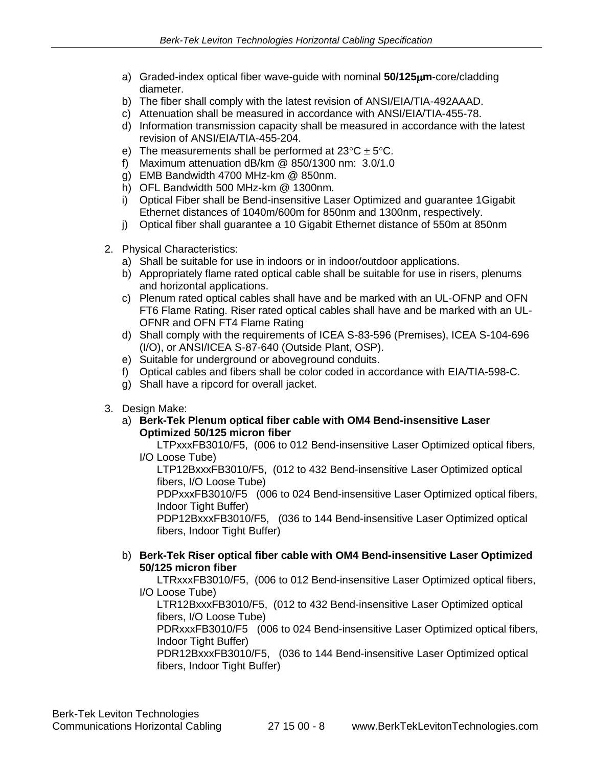a) Graded-index optical fiber wave-guide with nominal **50/125μm**-core/cladding diameter.
b) The fiber shall comply with the latest revision of ANSI/EIA/TIA-492AAAD.
c) Attenuation shall be measured in accordance with ANSI/EIA/TIA-455-78.
d) Information transmission capacity shall be measured in accordance with the latest revision of ANSI/EIA/TIA-455-204.
e) The measurements shall be performed at 23°C ± 5°C.
f) Maximum attenuation dB/km @ 850/1300 nm: 3.0/1.0
g) EMB Bandwidth 4700 MHz-km @ 850nm.
h) OFL Bandwidth 500 MHz-km @ 1300nm.
i) Optical Fiber shall be Bend-insensitive Laser Optimized and guarantee 1Gigabit Ethernet distances of 1040m/600m for 850nm and 1300nm, respectively.
j) Optical fiber shall guarantee a 10 Gigabit Ethernet distance of 550m at 850nm

2. Physical Characteristics:
   a) Shall be suitable for use in indoors or in indoor/outdoor applications.
   b) Appropriately flame rated optical cable shall be suitable for use in risers, plenums and horizontal applications.
   c) Plenum rated optical cables shall have and be marked with an UL-OFNP and OFN FT6 Flame Rating. Riser rated optical cables shall have and be marked with an UL-OFNR and OFN FT4 Flame Rating
   d) Shall comply with the requirements of ICEA S-83-596 (Premises), ICEA S-104-696 (I/O), or ANSI/ICEA S-87-640 (Outside Plant, OSP).
   e) Suitable for underground or aboveground conduits.
   f) Optical cables and fibers shall be color coded in accordance with EIA/TIA-598-C.
   g) Shall have a ripcord for overall jacket.

3. Design Make:
   a) **Berk-Tek Plenum optical fiber cable with OM4 Bend-insensitive Laser Optimized 50/125 micron fiber**

      LTPxxxFB3010/F5, (006 to 012 Bend-insensitive Laser Optimized optical fibers, I/O Loose Tube)

      LTP12BxxxFB3010/F5, (012 to 432 Bend-insensitive Laser Optimized optical fibers, I/O Loose Tube)

      PDPxxxFB3010/F5 (006 to 024 Bend-insensitive Laser Optimized optical fibers, Indoor Tight Buffer)

      PDP12BxxxFB3010/F5, (036 to 144 Bend-insensitive Laser Optimized optical fibers, Indoor Tight Buffer)

   b) **Berk-Tek Riser optical fiber cable with OM4 Bend-insensitive Laser Optimized 50/125 micron fiber**

      LTRxxxFB3010/F5, (006 to 012 Bend-insensitive Laser Optimized optical fibers, I/O Loose Tube)

      LTR12BxxxFB3010/F5, (012 to 432 Bend-insensitive Laser Optimized optical fibers, I/O Loose Tube)

      PDRxxxFB3010/F5 (006 to 024 Bend-insensitive Laser Optimized optical fibers, Indoor Tight Buffer)

      PDR12BxxxFB3010/F5, (036 to 144 Bend-insensitive Laser Optimized optical fibers, Indoor Tight Buffer)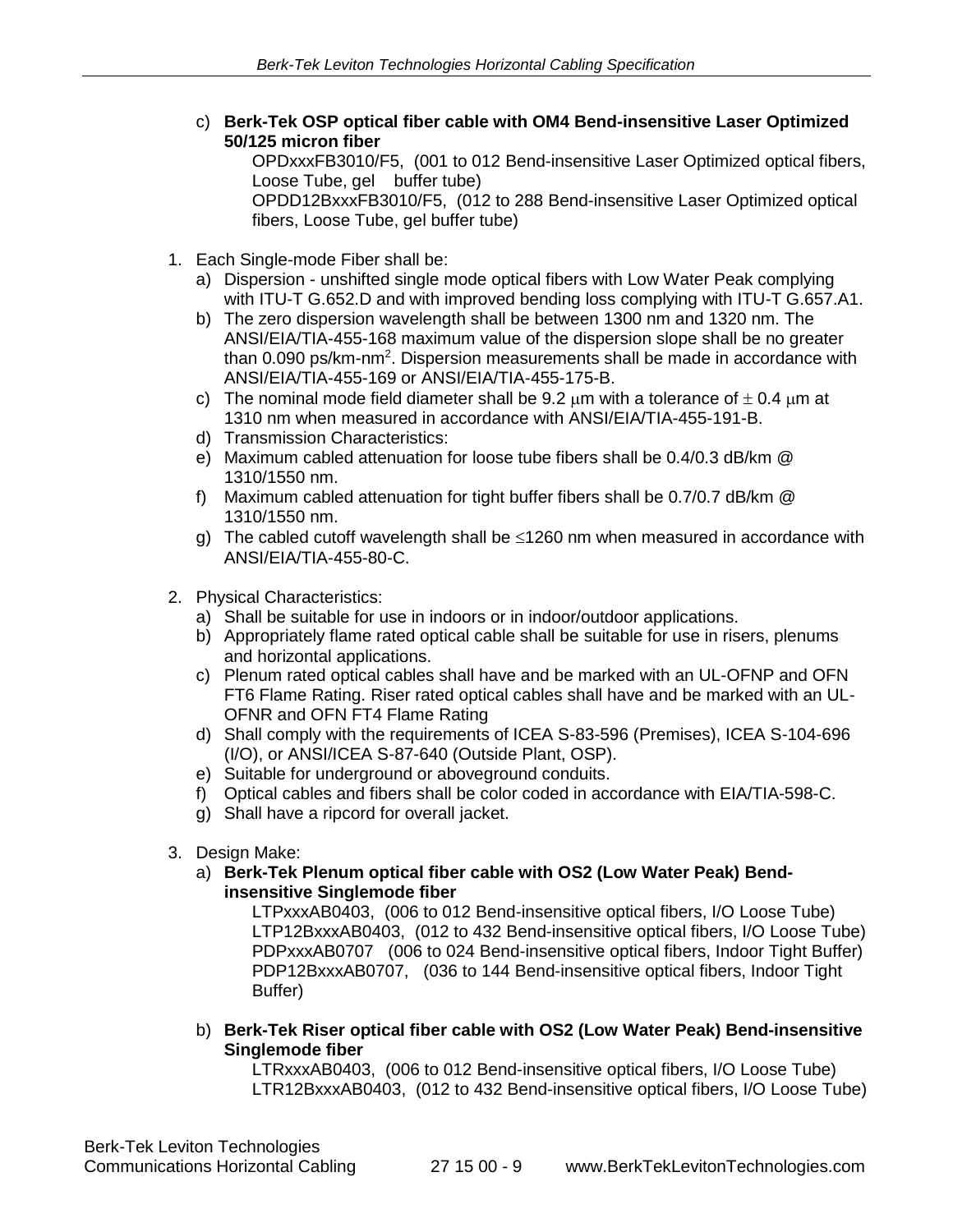c) **Berk-Tek OSP optical fiber cable with OM4 Bend-insensitive Laser Optimized 50/125 micron fiber**

   OPDxxxFB3010/F5, (001 to 012 Bend-insensitive Laser Optimized optical fibers, Loose Tube, gel buffer tube)
   OPDD12BxxxFB3010/F5, (012 to 288 Bend-insensitive Laser Optimized optical fibers, Loose Tube, gel buffer tube)

1. Each Single-mode Fiber shall be:
   a) Dispersion - unshifted single mode optical fibers with Low Water Peak complying with ITU-T G.652.D and with improved bending loss complying with ITU-T G.657.A1.
   b) The zero dispersion wavelength shall be between 1300 nm and 1320 nm. The ANSI/EIA/TIA-455-168 maximum value of the dispersion slope shall be no greater than 0.090 ps/km-nm$^2$. Dispersion measurements shall be made in accordance with ANSI/EIA/TIA-455-169 or ANSI/EIA/TIA-455-175-B.
   c) The nominal mode field diameter shall be 9.2 $\mu$m with a tolerance of $\pm$ 0.4 $\mu$m at 1310 nm when measured in accordance with ANSI/EIA/TIA-455-191-B.
   d) Transmission Characteristics:
   e) Maximum cabled attenuation for loose tube fibers shall be 0.4/0.3 dB/km @ 1310/1550 nm.
   f) Maximum cabled attenuation for tight buffer fibers shall be 0.7/0.7 dB/km @ 1310/1550 nm.
   g) The cabled cutoff wavelength shall be $\leq$1260 nm when measured in accordance with ANSI/EIA/TIA-455-80-C.

2. Physical Characteristics:
   a) Shall be suitable for use in indoors or in indoor/outdoor applications.
   b) Appropriately flame rated optical cable shall be suitable for use in risers, plenums and horizontal applications.
   c) Plenum rated optical cables shall have and be marked with an UL-OFNP and OFN FT6 Flame Rating. Riser rated optical cables shall have and be marked with an UL-OFNR and OFN FT4 Flame Rating
   d) Shall comply with the requirements of ICEA S-83-596 (Premises), ICEA S-104-696 (I/O), or ANSI/ICEA S-87-640 (Outside Plant, OSP).
   e) Suitable for underground or aboveground conduits.
   f) Optical cables and fibers shall be color coded in accordance with EIA/TIA-598-C.
   g) Shall have a ripcord for overall jacket.

3. Design Make:
   a) **Berk-Tek Plenum optical fiber cable with OS2 (Low Water Peak) Bend-insensitive Singlemode fiber**

      LTPxxxAB0403, (006 to 012 Bend-insensitive optical fibers, I/O Loose Tube)
      LTP12BxxxAB0403, (012 to 432 Bend-insensitive optical fibers, I/O Loose Tube)
      PDPxxxAB0707 (006 to 024 Bend-insensitive optical fibers, Indoor Tight Buffer)
      PDP12BxxxAB0707, (036 to 144 Bend-insensitive optical fibers, Indoor Tight Buffer)

   b) **Berk-Tek Riser optical fiber cable with OS2 (Low Water Peak) Bend-insensitive Singlemode fiber**

      LTRxxxAB0403, (006 to 012 Bend-insensitive optical fibers, I/O Loose Tube)
      LTR12BxxxAB0403, (012 to 432 Bend-insensitive optical fibers, I/O Loose Tube)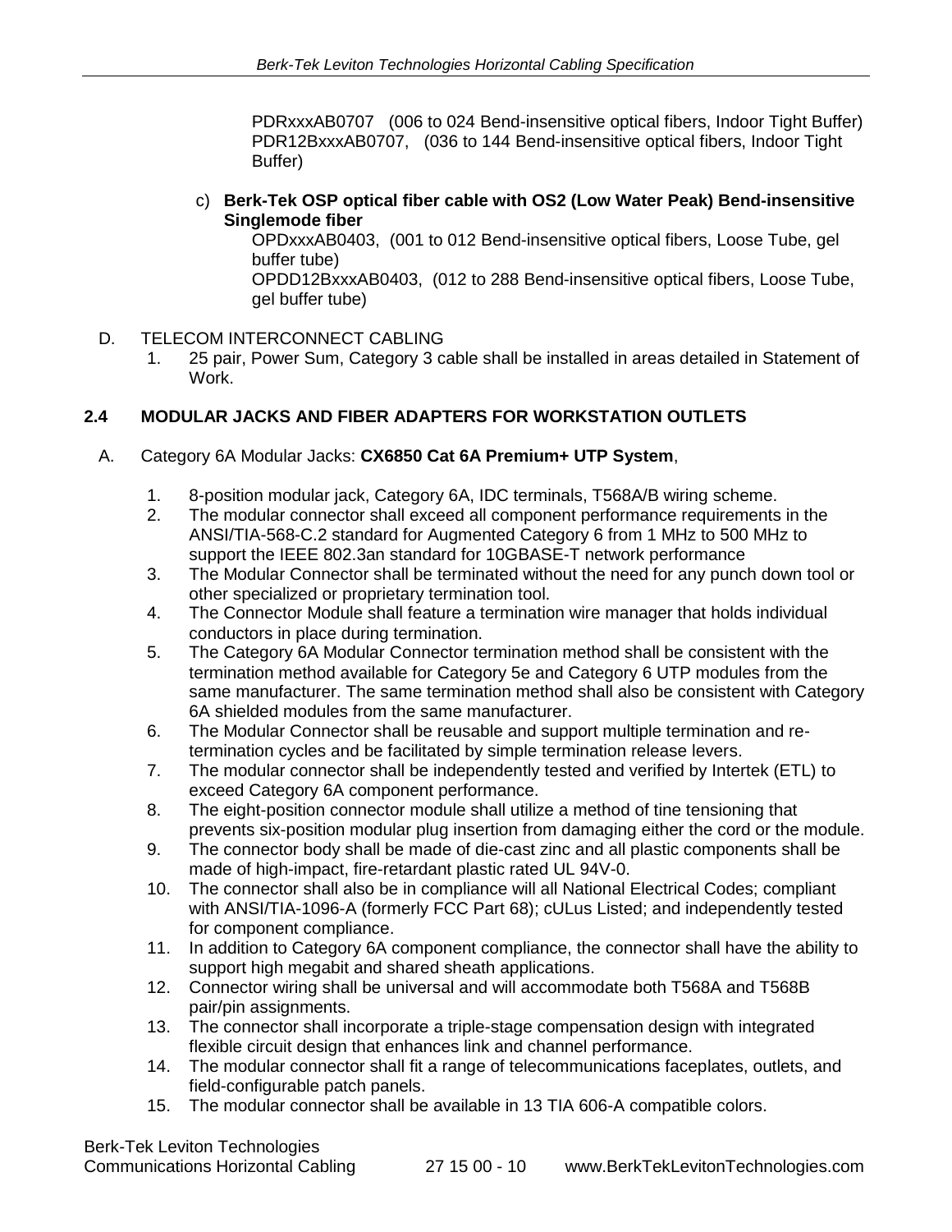PDRxxxAB0707 (006 to 024 Bend-insensitive optical fibers, Indoor Tight Buffer)
PDR12BxxxAB0707, (036 to 144 Bend-insensitive optical fibers, Indoor Tight Buffer)

c) **Berk-Tek OSP optical fiber cable with OS2 (Low Water Peak) Bend-insensitive Singlemode fiber**

OPDxxxAB0403, (001 to 012 Bend-insensitive optical fibers, Loose Tube, gel buffer tube)
OPDD12BxxxAB0403, (012 to 288 Bend-insensitive optical fibers, Loose Tube, gel buffer tube)

D. TELECOM INTERCONNECT CABLING

1. 25 pair, Power Sum, Category 3 cable shall be installed in areas detailed in Statement of Work.

## 2.4 MODULAR JACKS AND FIBER ADAPTERS FOR WORKSTATION OUTLETS

A. Category 6A Modular Jacks: **CX6850 Cat 6A Premium+ UTP System**,

1. 8-position modular jack, Category 6A, IDC terminals, T568A/B wiring scheme.
2. The modular connector shall exceed all component performance requirements in the ANSI/TIA-568-C.2 standard for Augmented Category 6 from 1 MHz to 500 MHz to support the IEEE 802.3an standard for 10GBASE-T network performance
3. The Modular Connector shall be terminated without the need for any punch down tool or other specialized or proprietary termination tool.
4. The Connector Module shall feature a termination wire manager that holds individual conductors in place during termination.
5. The Category 6A Modular Connector termination method shall be consistent with the termination method available for Category 5e and Category 6 UTP modules from the same manufacturer. The same termination method shall also be consistent with Category 6A shielded modules from the same manufacturer.
6. The Modular Connector shall be reusable and support multiple termination and re-termination cycles and be facilitated by simple termination release levers.
7. The modular connector shall be independently tested and verified by Intertek (ETL) to exceed Category 6A component performance.
8. The eight-position connector module shall utilize a method of tine tensioning that prevents six-position modular plug insertion from damaging either the cord or the module.
9. The connector body shall be made of die-cast zinc and all plastic components shall be made of high-impact, fire-retardant plastic rated UL 94V-0.
10. The connector shall also be in compliance will all National Electrical Codes; compliant with ANSI/TIA-1096-A (formerly FCC Part 68); cULus Listed; and independently tested for component compliance.
11. In addition to Category 6A component compliance, the connector shall have the ability to support high megabit and shared sheath applications.
12. Connector wiring shall be universal and will accommodate both T568A and T568B pair/pin assignments.
13. The connector shall incorporate a triple-stage compensation design with integrated flexible circuit design that enhances link and channel performance.
14. The modular connector shall fit a range of telecommunications faceplates, outlets, and field-configurable patch panels.
15. The modular connector shall be available in 13 TIA 606-A compatible colors.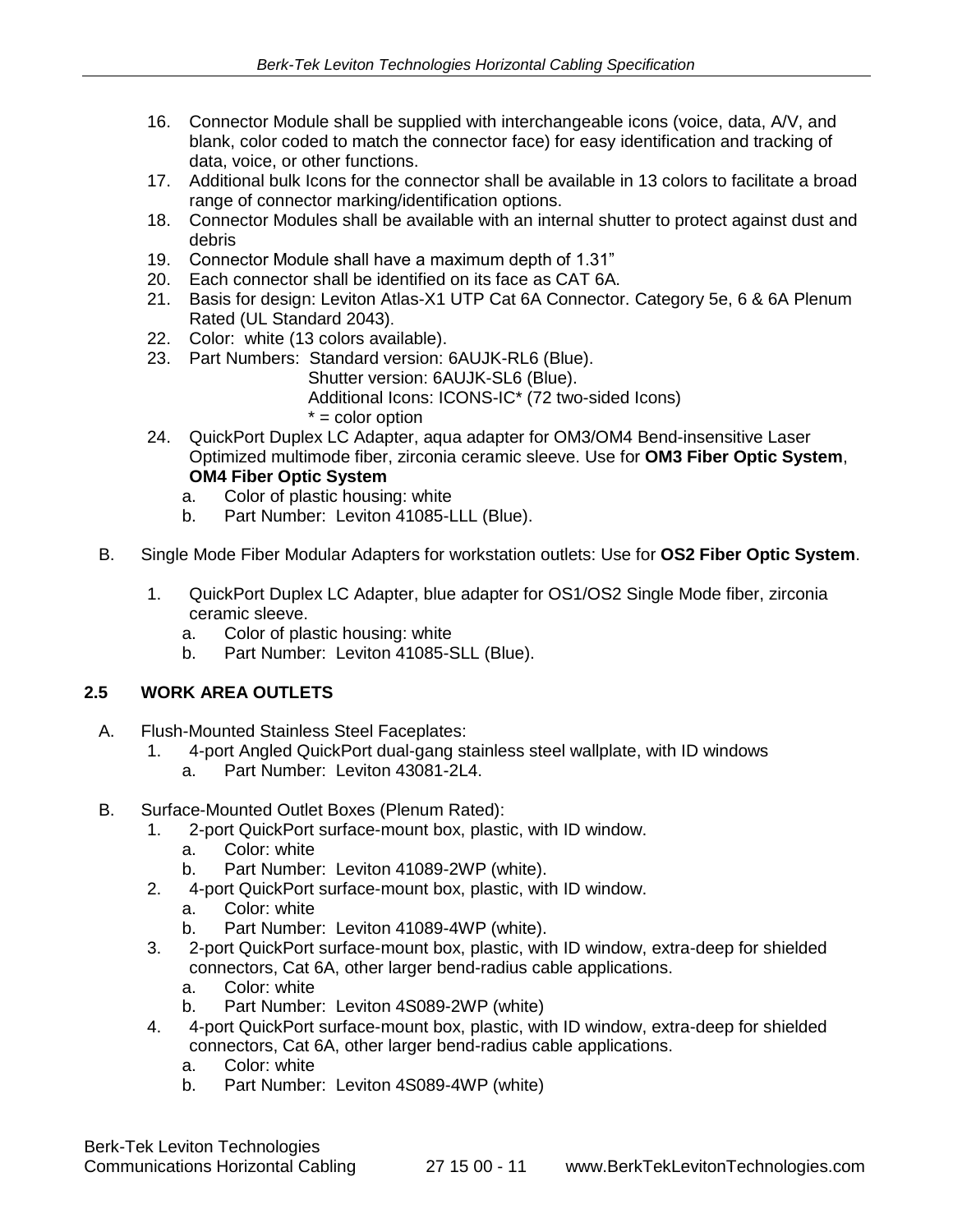16. Connector Module shall be supplied with interchangeable icons (voice, data, A/V, and blank, color coded to match the connector face) for easy identification and tracking of data, voice, or other functions.
17. Additional bulk Icons for the connector shall be available in 13 colors to facilitate a broad range of connector marking/identification options.
18. Connector Modules shall be available with an internal shutter to protect against dust and debris
19. Connector Module shall have a maximum depth of 1.31"
20. Each connector shall be identified on its face as CAT 6A.
21. Basis for design: Leviton Atlas-X1 UTP Cat 6A Connector. Category 5e, 6 & 6A Plenum Rated (UL Standard 2043).
22. Color: white (13 colors available).
23. Part Numbers: Standard version: 6AUJK-RL6 (Blue).
    Shutter version: 6AUJK-SL6 (Blue).
    Additional Icons: ICONS-IC* (72 two-sided Icons)
    * = color option
24. QuickPort Duplex LC Adapter, aqua adapter for OM3/OM4 Bend-insensitive Laser Optimized multimode fiber, zirconia ceramic sleeve. Use for **OM3 Fiber Optic System**, **OM4 Fiber Optic System**
    a. Color of plastic housing: white
    b. Part Number: Leviton 41085-LLL (Blue).

B. Single Mode Fiber Modular Adapters for workstation outlets: Use for **OS2 Fiber Optic System**.

1. QuickPort Duplex LC Adapter, blue adapter for OS1/OS2 Single Mode fiber, zirconia ceramic sleeve.
    a. Color of plastic housing: white
    b. Part Number: Leviton 41085-SLL (Blue).

## 2.5 WORK AREA OUTLETS

A. Flush-Mounted Stainless Steel Faceplates:
1. 4-port Angled QuickPort dual-gang stainless steel wallplate, with ID windows
    a. Part Number: Leviton 43081-2L4.

B. Surface-Mounted Outlet Boxes (Plenum Rated):
1. 2-port QuickPort surface-mount box, plastic, with ID window.
    a. Color: white
    b. Part Number: Leviton 41089-2WP (white).
2. 4-port QuickPort surface-mount box, plastic, with ID window.
    a. Color: white
    b. Part Number: Leviton 41089-4WP (white).
3. 2-port QuickPort surface-mount box, plastic, with ID window, extra-deep for shielded connectors, Cat 6A, other larger bend-radius cable applications.
    a. Color: white
    b. Part Number: Leviton 4S089-2WP (white)
4. 4-port QuickPort surface-mount box, plastic, with ID window, extra-deep for shielded connectors, Cat 6A, other larger bend-radius cable applications.
    a. Color: white
    b. Part Number: Leviton 4S089-4WP (white)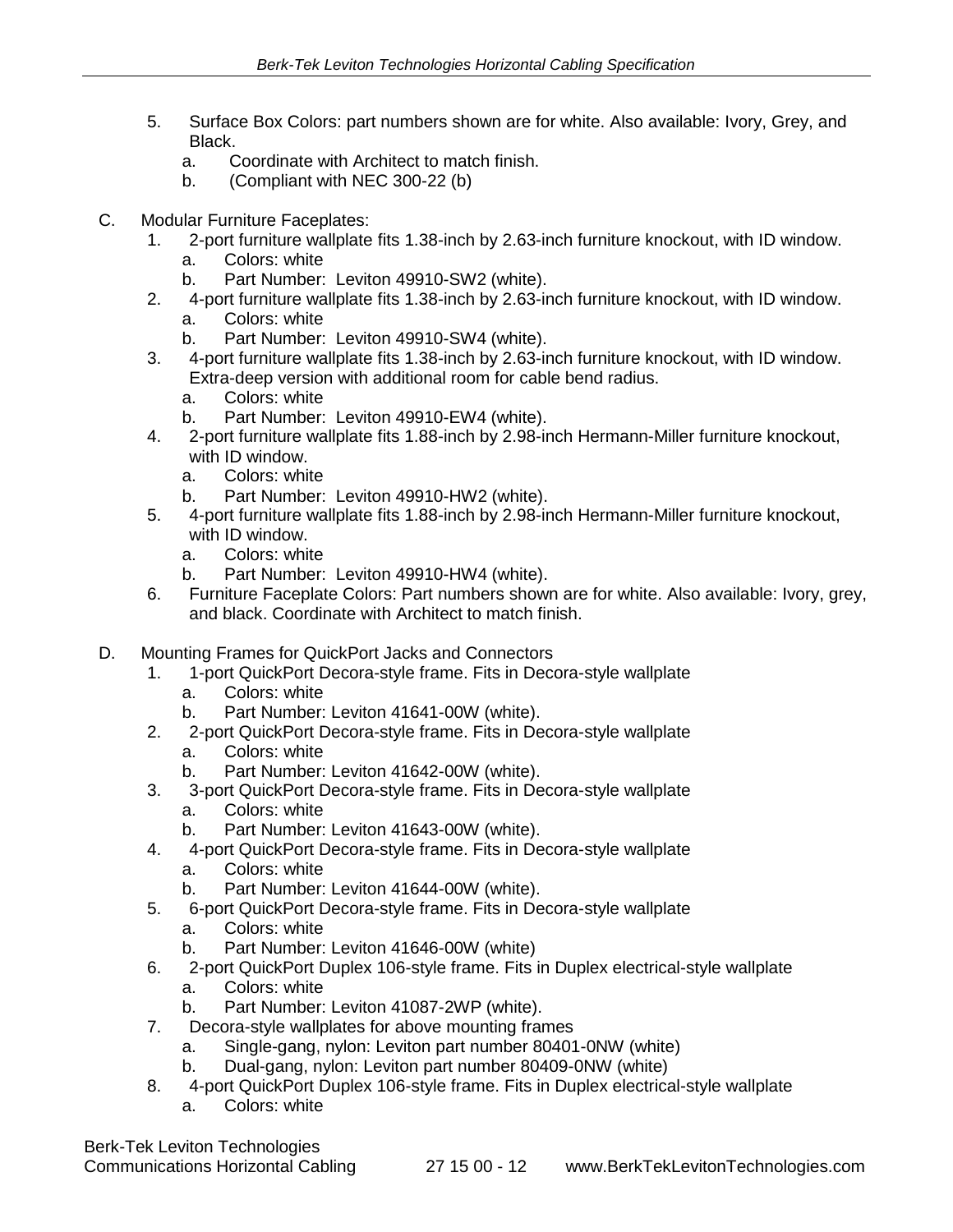5. Surface Box Colors: part numbers shown are for white. Also available: Ivory, Grey, and Black.
   a. Coordinate with Architect to match finish.
   b. (Compliant with NEC 300-22 (b)

C. Modular Furniture Faceplates:
   1. 2-port furniture wallplate fits 1.38-inch by 2.63-inch furniture knockout, with ID window.
      a. Colors: white
      b. Part Number: Leviton 49910-SW2 (white).
   2. 4-port furniture wallplate fits 1.38-inch by 2.63-inch furniture knockout, with ID window.
      a. Colors: white
      b. Part Number: Leviton 49910-SW4 (white).
   3. 4-port furniture wallplate fits 1.38-inch by 2.63-inch furniture knockout, with ID window. Extra-deep version with additional room for cable bend radius.
      a. Colors: white
      b. Part Number: Leviton 49910-EW4 (white).
   4. 2-port furniture wallplate fits 1.88-inch by 2.98-inch Hermann-Miller furniture knockout, with ID window.
      a. Colors: white
      b. Part Number: Leviton 49910-HW2 (white).
   5. 4-port furniture wallplate fits 1.88-inch by 2.98-inch Hermann-Miller furniture knockout, with ID window.
      a. Colors: white
      b. Part Number: Leviton 49910-HW4 (white).
   6. Furniture Faceplate Colors: Part numbers shown are for white. Also available: Ivory, grey, and black. Coordinate with Architect to match finish.

D. Mounting Frames for QuickPort Jacks and Connectors
   1. 1-port QuickPort Decora-style frame. Fits in Decora-style wallplate
      a. Colors: white
      b. Part Number: Leviton 41641-00W (white).
   2. 2-port QuickPort Decora-style frame. Fits in Decora-style wallplate
      a. Colors: white
      b. Part Number: Leviton 41642-00W (white).
   3. 3-port QuickPort Decora-style frame. Fits in Decora-style wallplate
      a. Colors: white
      b. Part Number: Leviton 41643-00W (white).
   4. 4-port QuickPort Decora-style frame. Fits in Decora-style wallplate
      a. Colors: white
      b. Part Number: Leviton 41644-00W (white).
   5. 6-port QuickPort Decora-style frame. Fits in Decora-style wallplate
      a. Colors: white
      b. Part Number: Leviton 41646-00W (white)
   6. 2-port QuickPort Duplex 106-style frame. Fits in Duplex electrical-style wallplate
      a. Colors: white
      b. Part Number: Leviton 41087-2WP (white).
   7. Decora-style wallplates for above mounting frames
      a. Single-gang, nylon: Leviton part number 80401-0NW (white)
      b. Dual-gang, nylon: Leviton part number 80409-0NW (white)
   8. 4-port QuickPort Duplex 106-style frame. Fits in Duplex electrical-style wallplate
      a. Colors: white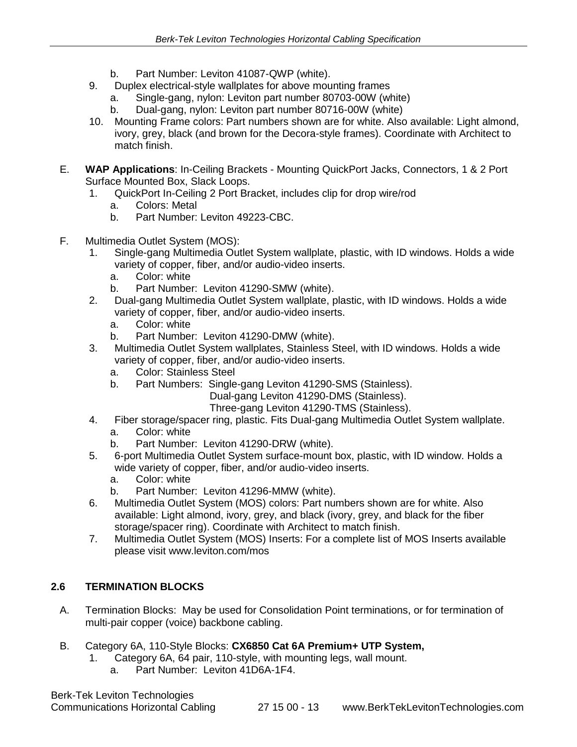b. Part Number: Leviton 41087-QWP (white).

9. Duplex electrical-style wallplates for above mounting frames
   a. Single-gang, nylon: Leviton part number 80703-00W (white)
   b. Dual-gang, nylon: Leviton part number 80716-00W (white)
10. Mounting Frame colors: Part numbers shown are for white. Also available: Light almond, ivory, grey, black (and brown for the Decora-style frames). Coordinate with Architect to match finish.

E. **WAP Applications**: In-Ceiling Brackets - Mounting QuickPort Jacks, Connectors, 1 & 2 Port Surface Mounted Box, Slack Loops.
   1. QuickPort In-Ceiling 2 Port Bracket, includes clip for drop wire/rod
      a. Colors: Metal
      b. Part Number: Leviton 49223-CBC.

F. Multimedia Outlet System (MOS):
   1. Single-gang Multimedia Outlet System wallplate, plastic, with ID windows. Holds a wide variety of copper, fiber, and/or audio-video inserts.
      a. Color: white
      b. Part Number: Leviton 41290-SMW (white).
   2. Dual-gang Multimedia Outlet System wallplate, plastic, with ID windows. Holds a wide variety of copper, fiber, and/or audio-video inserts.
      a. Color: white
      b. Part Number: Leviton 41290-DMW (white).
   3. Multimedia Outlet System wallplates, Stainless Steel, with ID windows. Holds a wide variety of copper, fiber, and/or audio-video inserts.
      a. Color: Stainless Steel
      b. Part Numbers: Single-gang Leviton 41290-SMS (Stainless).
         Dual-gang Leviton 41290-DMS (Stainless).
         Three-gang Leviton 41290-TMS (Stainless).
   4. Fiber storage/spacer ring, plastic. Fits Dual-gang Multimedia Outlet System wallplate.
      a. Color: white
      b. Part Number: Leviton 41290-DRW (white).
   5. 6-port Multimedia Outlet System surface-mount box, plastic, with ID window. Holds a wide variety of copper, fiber, and/or audio-video inserts.
      a. Color: white
      b. Part Number: Leviton 41296-MMW (white).
   6. Multimedia Outlet System (MOS) colors: Part numbers shown are for white. Also available: Light almond, ivory, grey, and black (ivory, grey, and black for the fiber storage/spacer ring). Coordinate with Architect to match finish.
   7. Multimedia Outlet System (MOS) Inserts: For a complete list of MOS Inserts available please visit www.leviton.com/mos

## 2.6 TERMINATION BLOCKS

A. Termination Blocks: May be used for Consolidation Point terminations, or for termination of multi-pair copper (voice) backbone cabling.

B. Category 6A, 110-Style Blocks: **CX6850 Cat 6A Premium+ UTP System,**
   1. Category 6A, 64 pair, 110-style, with mounting legs, wall mount.
      a. Part Number: Leviton 41D6A-1F4.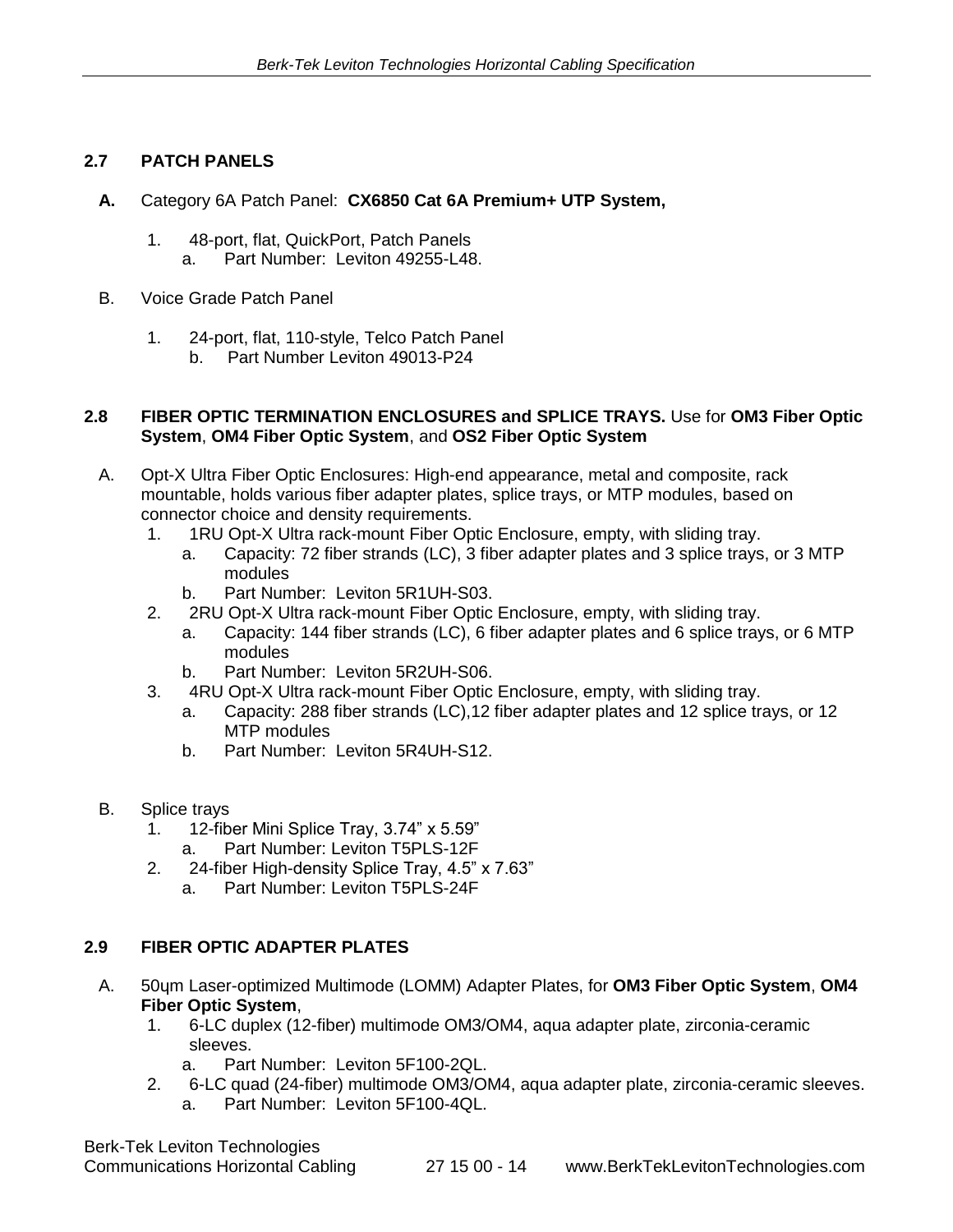## 2.7 PATCH PANELS

**A.** Category 6A Patch Panel: **CX6850 Cat 6A Premium+ UTP System,**

1. 48-port, flat, QuickPort, Patch Panels
   a. Part Number: Leviton 49255-L48.

B. Voice Grade Patch Panel

1. 24-port, flat, 110-style, Telco Patch Panel
   b. Part Number Leviton 49013-P24

## 2.8 FIBER OPTIC TERMINATION ENCLOSURES and SPLICE TRAYS. Use for **OM3 Fiber Optic System**, **OM4 Fiber Optic System**, and **OS2 Fiber Optic System**

A. Opt-X Ultra Fiber Optic Enclosures: High-end appearance, metal and composite, rack mountable, holds various fiber adapter plates, splice trays, or MTP modules, based on connector choice and density requirements.

1. 1RU Opt-X Ultra rack-mount Fiber Optic Enclosure, empty, with sliding tray.
   a. Capacity: 72 fiber strands (LC), 3 fiber adapter plates and 3 splice trays, or 3 MTP modules
   b. Part Number: Leviton 5R1UH-S03.
2. 2RU Opt-X Ultra rack-mount Fiber Optic Enclosure, empty, with sliding tray.
   a. Capacity: 144 fiber strands (LC), 6 fiber adapter plates and 6 splice trays, or 6 MTP modules
   b. Part Number: Leviton 5R2UH-S06.
3. 4RU Opt-X Ultra rack-mount Fiber Optic Enclosure, empty, with sliding tray.
   a. Capacity: 288 fiber strands (LC),12 fiber adapter plates and 12 splice trays, or 12 MTP modules
   b. Part Number: Leviton 5R4UH-S12.

B. Splice trays

1. 12-fiber Mini Splice Tray, 3.74" x 5.59"
   a. Part Number: Leviton T5PLS-12F
2. 24-fiber High-density Splice Tray, 4.5" x 7.63"
   a. Part Number: Leviton T5PLS-24F

## 2.9 FIBER OPTIC ADAPTER PLATES

A. 50ɥm Laser-optimized Multimode (LOMM) Adapter Plates, for **OM3 Fiber Optic System**, **OM4 Fiber Optic System**,

1. 6-LC duplex (12-fiber) multimode OM3/OM4, aqua adapter plate, zirconia-ceramic sleeves.
   a. Part Number: Leviton 5F100-2QL.
2. 6-LC quad (24-fiber) multimode OM3/OM4, aqua adapter plate, zirconia-ceramic sleeves.
   a. Part Number: Leviton 5F100-4QL.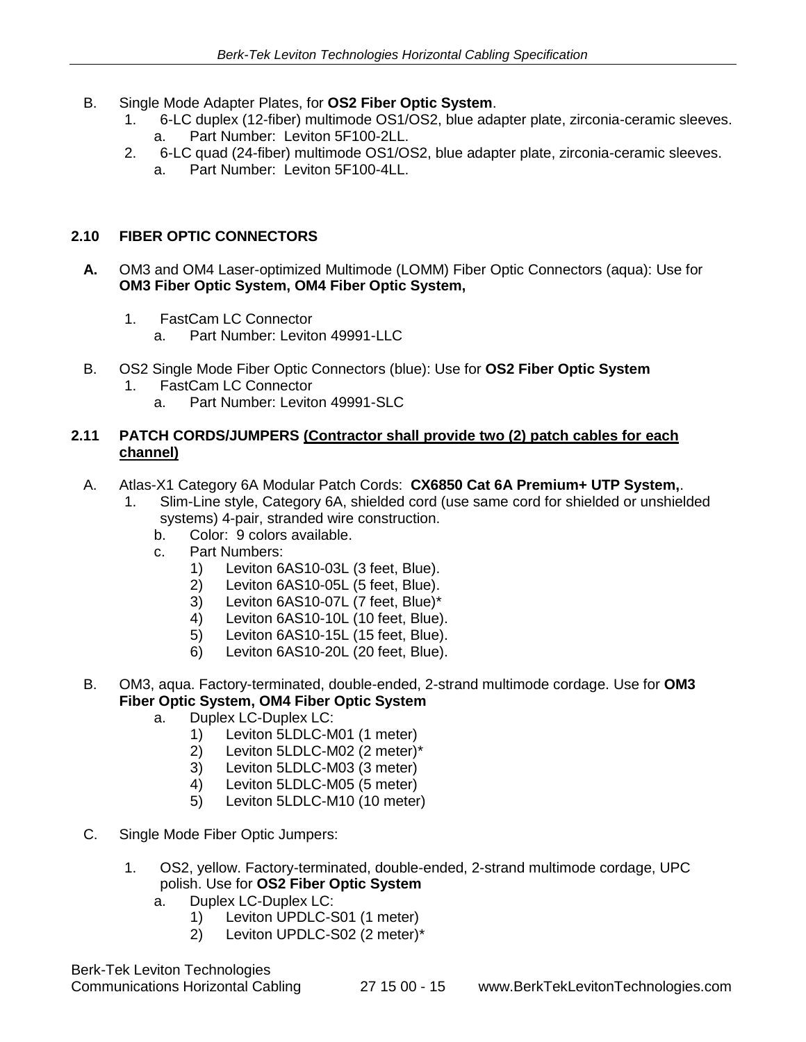B. Single Mode Adapter Plates, for **OS2 Fiber Optic System**.
   1. 6-LC duplex (12-fiber) multimode OS1/OS2, blue adapter plate, zirconia-ceramic sleeves.
      a. Part Number: Leviton 5F100-2LL.
   2. 6-LC quad (24-fiber) multimode OS1/OS2, blue adapter plate, zirconia-ceramic sleeves.
      a. Part Number: Leviton 5F100-4LL.

### 2.10 FIBER OPTIC CONNECTORS

**A.** OM3 and OM4 Laser-optimized Multimode (LOMM) Fiber Optic Connectors (aqua): Use for **OM3 Fiber Optic System, OM4 Fiber Optic System,**

   1. FastCam LC Connector
      a. Part Number: Leviton 49991-LLC

B. OS2 Single Mode Fiber Optic Connectors (blue): Use for **OS2 Fiber Optic System**
   1. FastCam LC Connector
      a. Part Number: Leviton 49991-SLC

### 2.11 PATCH CORDS/JUMPERS (Contractor shall provide two (2) patch cables for each channel)

A. Atlas-X1 Category 6A Modular Patch Cords: **CX6850 Cat 6A Premium+ UTP System,**.
   1. Slim-Line style, Category 6A, shielded cord (use same cord for shielded or unshielded systems) 4-pair, stranded wire construction.
      b. Color: 9 colors available.
      c. Part Numbers:
         1) Leviton 6AS10-03L (3 feet, Blue).
         2) Leviton 6AS10-05L (5 feet, Blue).
         3) Leviton 6AS10-07L (7 feet, Blue)*
         4) Leviton 6AS10-10L (10 feet, Blue).
         5) Leviton 6AS10-15L (15 feet, Blue).
         6) Leviton 6AS10-20L (20 feet, Blue).

B. OM3, aqua. Factory-terminated, double-ended, 2-strand multimode cordage. Use for **OM3 Fiber Optic System, OM4 Fiber Optic System**
      a. Duplex LC-Duplex LC:
         1) Leviton 5LDLC-M01 (1 meter)
         2) Leviton 5LDLC-M02 (2 meter)*
         3) Leviton 5LDLC-M03 (3 meter)
         4) Leviton 5LDLC-M05 (5 meter)
         5) Leviton 5LDLC-M10 (10 meter)

C. Single Mode Fiber Optic Jumpers:

   1. OS2, yellow. Factory-terminated, double-ended, 2-strand multimode cordage, UPC polish. Use for **OS2 Fiber Optic System**
      a. Duplex LC-Duplex LC:
         1) Leviton UPDLC-S01 (1 meter)
         2) Leviton UPDLC-S02 (2 meter)*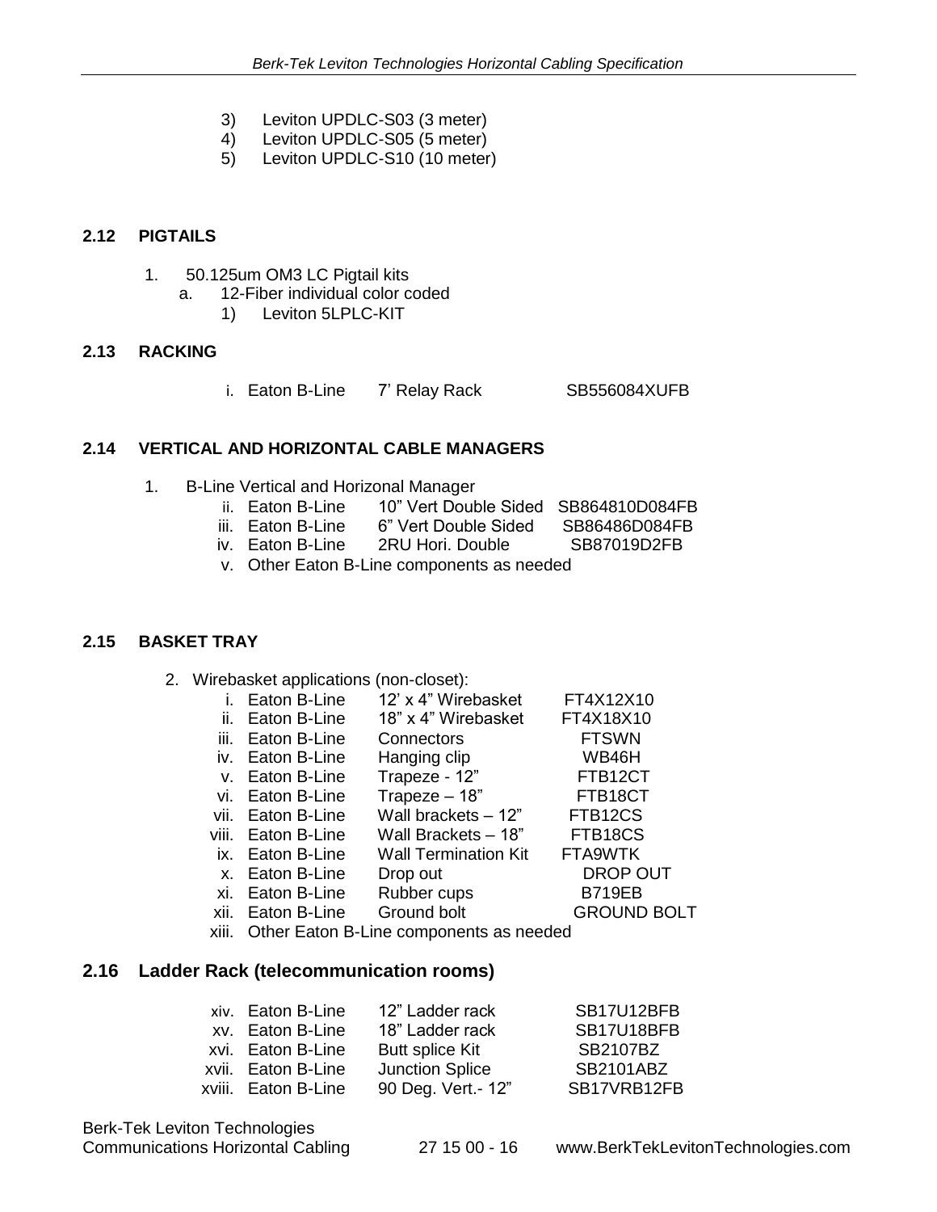3) Leviton UPDLC-S03 (3 meter)
4) Leviton UPDLC-S05 (5 meter)
5) Leviton UPDLC-S10 (10 meter)

## 2.12 PIGTAILS

1. 50.125um OM3 LC Pigtail kits
   a. 12-Fiber individual color coded
      1) Leviton 5LPLC-KIT

## 2.13 RACKING

| | | | |
|---|---|---|---|
| i. | Eaton B-Line | 7' Relay Rack | SB556084XUFB |

## 2.14 VERTICAL AND HORIZONTAL CABLE MANAGERS

1. B-Line Vertical and Horizonal Manager

| | | | |
|---|---|---|---|
| ii. | Eaton B-Line | 10" Vert Double Sided | SB864810D084FB |
| iii. | Eaton B-Line | 6" Vert Double Sided | SB86486D084FB |
| iv. | Eaton B-Line | 2RU Hori. Double | SB87019D2FB |
| v. | Other Eaton B-Line components as needed | | |

## 2.15 BASKET TRAY

2. Wirebasket applications (non-closet):

| | | | |
|---|---|---|---|
| i. | Eaton B-Line | 12' x 4" Wirebasket | FT4X12X10 |
| ii. | Eaton B-Line | 18" x 4" Wirebasket | FT4X18X10 |
| iii. | Eaton B-Line | Connectors | FTSWN |
| iv. | Eaton B-Line | Hanging clip | WB46H |
| v. | Eaton B-Line | Trapeze - 12" | FTB12CT |
| vi. | Eaton B-Line | Trapeze – 18" | FTB18CT |
| vii. | Eaton B-Line | Wall brackets – 12" | FTB12CS |
| viii. | Eaton B-Line | Wall Brackets – 18" | FTB18CS |
| ix. | Eaton B-Line | Wall Termination Kit | FTA9WTK |
| x. | Eaton B-Line | Drop out | DROP OUT |
| xi. | Eaton B-Line | Rubber cups | B719EB |
| xii. | Eaton B-Line | Ground bolt | GROUND BOLT |
| xiii. | Other Eaton B-Line components as needed | | |

## 2.16 Ladder Rack (telecommunication rooms)

| | | | |
|---|---|---|---|
| xiv. | Eaton B-Line | 12" Ladder rack | SB17U12BFB |
| xv. | Eaton B-Line | 18" Ladder rack | SB17U18BFB |
| xvi. | Eaton B-Line | Butt splice Kit | SB2107BZ |
| xvii. | Eaton B-Line | Junction Splice | SB2101ABZ |
| xviii. | Eaton B-Line | 90 Deg. Vert.- 12" | SB17VRB12FB |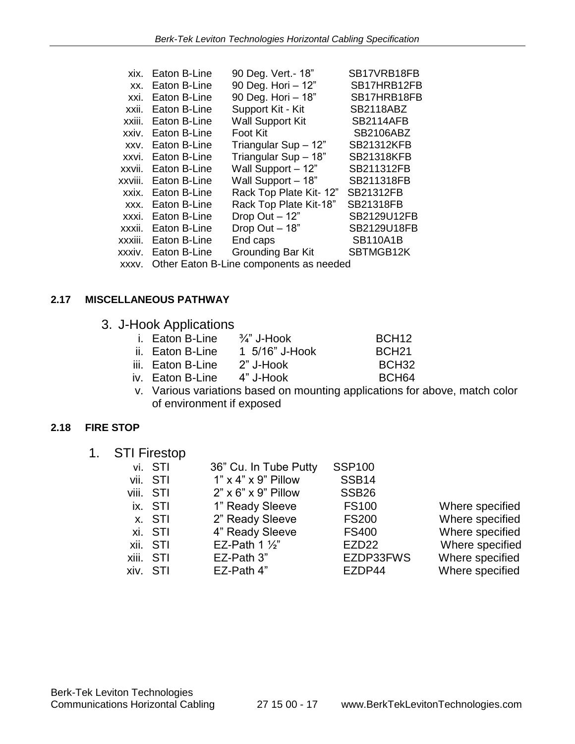xix. Eaton B-Line 90 Deg. Vert.- 18” SB17VRB18FB
xx. Eaton B-Line 90 Deg. Hori – 12” SB17HRB12FB
xxi. Eaton B-Line 90 Deg. Hori – 18” SB17HRB18FB
xxii. Eaton B-Line Support Kit - Kit SB2118ABZ
xxiii. Eaton B-Line Wall Support Kit SB2114AFB
xxiv. Eaton B-Line Foot Kit SB2106ABZ
xxv. Eaton B-Line Triangular Sup – 12” SB21312KFB
xxvi. Eaton B-Line Triangular Sup – 18” SB21318KFB
xxvii. Eaton B-Line Wall Support – 12” SB211312FB
xxviii. Eaton B-Line Wall Support – 18” SB211318FB
xxix. Eaton B-Line Rack Top Plate Kit- 12” SB21312FB
xxx. Eaton B-Line Rack Top Plate Kit-18” SB21318FB
xxxi. Eaton B-Line Drop Out – 12” SB2129U12FB
xxxii. Eaton B-Line Drop Out – 18” SB2129U18FB
xxxiii. Eaton B-Line End caps SB110A1B
xxxiv. Eaton B-Line Grounding Bar Kit SBTMGB12K
xxxv. Other Eaton B-Line components as needed

**2.17 MISCELLANEOUS PATHWAY**

3. J-Hook Applications
   i. Eaton B-Line ¾” J-Hook BCH12
   ii. Eaton B-Line 1 5/16” J-Hook BCH21
   iii. Eaton B-Line 2” J-Hook BCH32
   iv. Eaton B-Line 4” J-Hook BCH64
   v. Various variations based on mounting applications for above, match color of environment if exposed

**2.18 FIRE STOP**

1. STI Firestop
   vi. STI 36” Cu. In Tube Putty SSP100
   vii. STI 1” x 4” x 9” Pillow SSB14
   viii. STI 2” x 6” x 9” Pillow SSB26
   ix. STI 1” Ready Sleeve FS100 Where specified
   x. STI 2” Ready Sleeve FS200 Where specified
   xi. STI 4” Ready Sleeve FS400 Where specified
   xii. STI EZ-Path 1 ½” EZD22 Where specified
   xiii. STI EZ-Path 3” EZDP33FWS Where specified
   xiv. STI EZ-Path 4” EZDP44 Where specified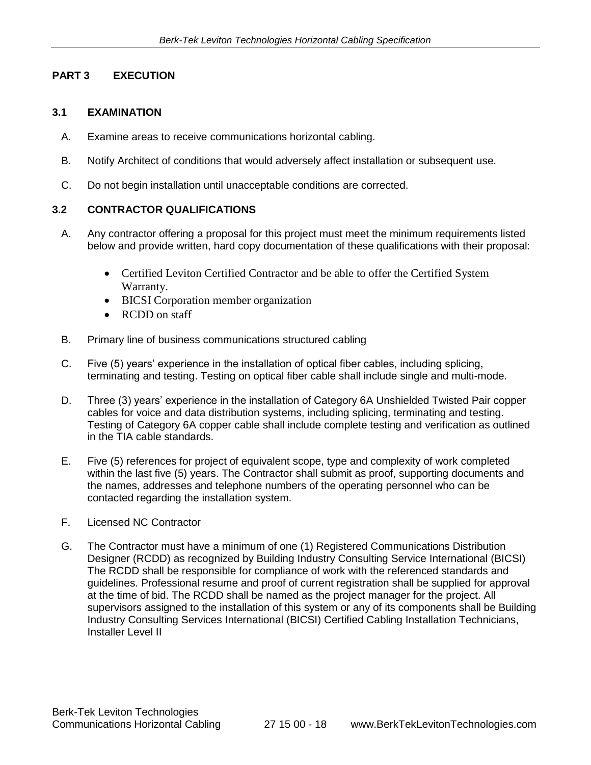## PART 3 EXECUTION

### 3.1 EXAMINATION

A. Examine areas to receive communications horizontal cabling.

B. Notify Architect of conditions that would adversely affect installation or subsequent use.

C. Do not begin installation until unacceptable conditions are corrected.

### 3.2 CONTRACTOR QUALIFICATIONS

A. Any contractor offering a proposal for this project must meet the minimum requirements listed below and provide written, hard copy documentation of these qualifications with their proposal:

- Certified Leviton Certified Contractor and be able to offer the Certified System Warranty.
- BICSI Corporation member organization
- RCDD on staff

B. Primary line of business communications structured cabling

C. Five (5) years' experience in the installation of optical fiber cables, including splicing, terminating and testing. Testing on optical fiber cable shall include single and multi-mode.

D. Three (3) years' experience in the installation of Category 6A Unshielded Twisted Pair copper cables for voice and data distribution systems, including splicing, terminating and testing. Testing of Category 6A copper cable shall include complete testing and verification as outlined in the TIA cable standards.

E. Five (5) references for project of equivalent scope, type and complexity of work completed within the last five (5) years. The Contractor shall submit as proof, supporting documents and the names, addresses and telephone numbers of the operating personnel who can be contacted regarding the installation system.

F. Licensed NC Contractor

G. The Contractor must have a minimum of one (1) Registered Communications Distribution Designer (RCDD) as recognized by Building Industry Consulting Service International (BICSI) The RCDD shall be responsible for compliance of work with the referenced standards and guidelines. Professional resume and proof of current registration shall be supplied for approval at the time of bid. The RCDD shall be named as the project manager for the project. All supervisors assigned to the installation of this system or any of its components shall be Building Industry Consulting Services International (BICSI) Certified Cabling Installation Technicians, Installer Level II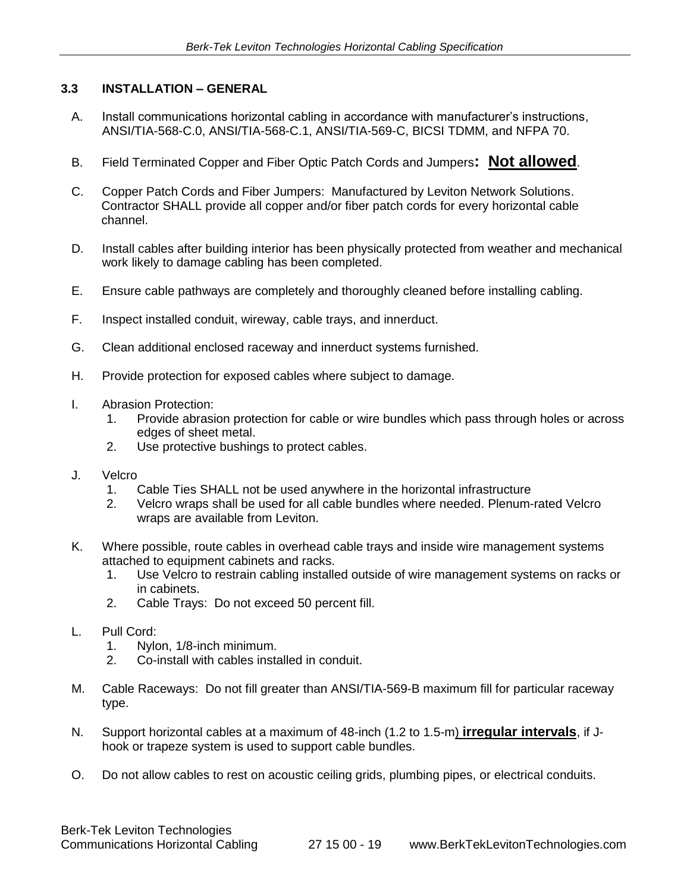### 3.3 INSTALLATION – GENERAL

A. Install communications horizontal cabling in accordance with manufacturer's instructions, ANSI/TIA-568-C.0, ANSI/TIA-568-C.1, ANSI/TIA-569-C, BICSI TDMM, and NFPA 70.

B. Field Terminated Copper and Fiber Optic Patch Cords and Jumpers**: <u>Not allowed</u>**.

C. Copper Patch Cords and Fiber Jumpers: Manufactured by Leviton Network Solutions. Contractor SHALL provide all copper and/or fiber patch cords for every horizontal cable channel.

D. Install cables after building interior has been physically protected from weather and mechanical work likely to damage cabling has been completed.

E. Ensure cable pathways are completely and thoroughly cleaned before installing cabling.

F. Inspect installed conduit, wireway, cable trays, and innerduct.

G. Clean additional enclosed raceway and innerduct systems furnished.

H. Provide protection for exposed cables where subject to damage.

I. Abrasion Protection:
   1. Provide abrasion protection for cable or wire bundles which pass through holes or across edges of sheet metal.
   2. Use protective bushings to protect cables.

J. Velcro
   1. Cable Ties SHALL not be used anywhere in the horizontal infrastructure
   2. Velcro wraps shall be used for all cable bundles where needed. Plenum-rated Velcro wraps are available from Leviton.

K. Where possible, route cables in overhead cable trays and inside wire management systems attached to equipment cabinets and racks.
   1. Use Velcro to restrain cabling installed outside of wire management systems on racks or in cabinets.
   2. Cable Trays: Do not exceed 50 percent fill.

L. Pull Cord:
   1. Nylon, 1/8-inch minimum.
   2. Co-install with cables installed in conduit.

M. Cable Raceways: Do not fill greater than ANSI/TIA-569-B maximum fill for particular raceway type.

N. Support horizontal cables at a maximum of 48-inch (1.2 to 1.5-m) **<u>irregular intervals</u>**, if J-hook or trapeze system is used to support cable bundles.

O. Do not allow cables to rest on acoustic ceiling grids, plumbing pipes, or electrical conduits.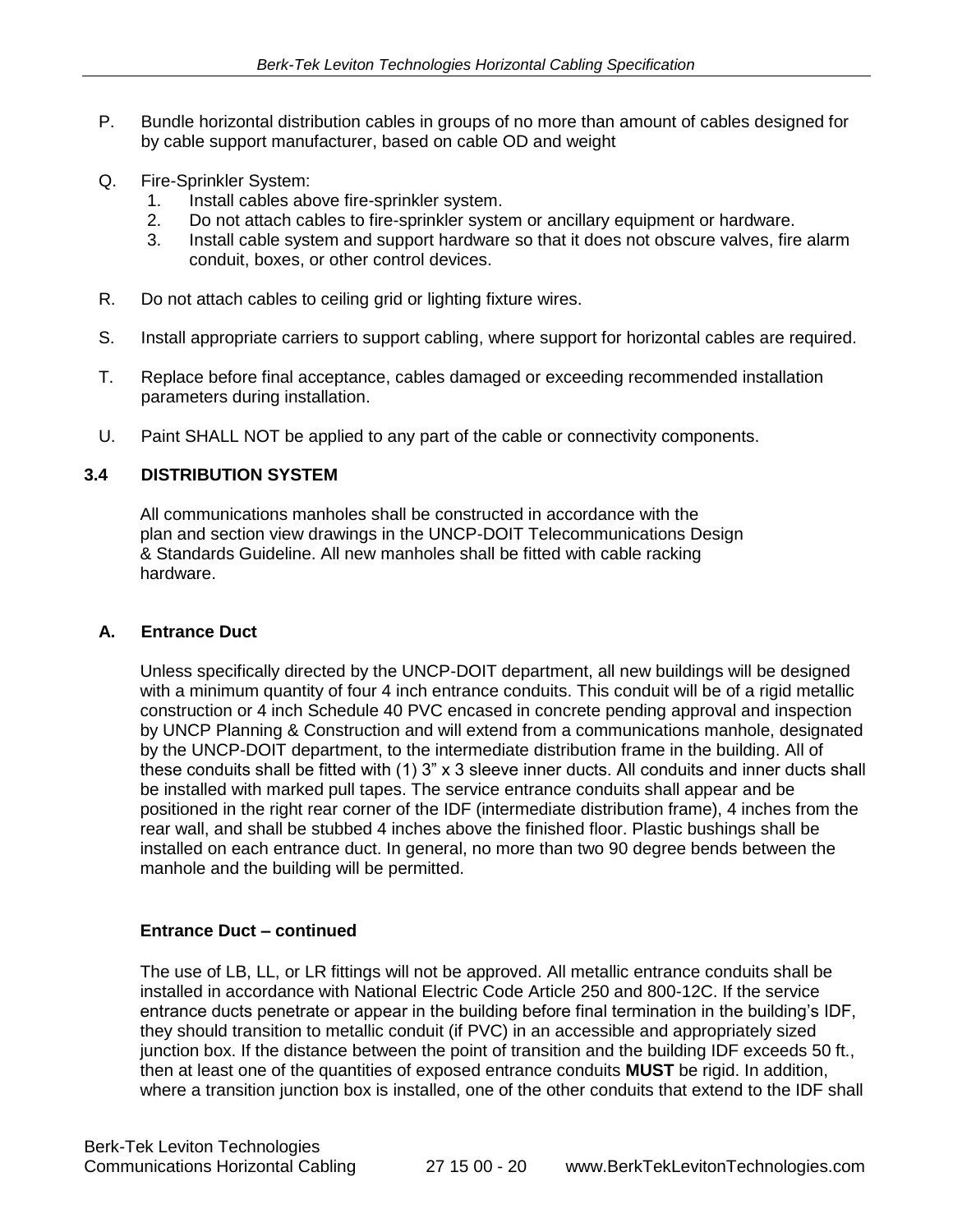P. Bundle horizontal distribution cables in groups of no more than amount of cables designed for by cable support manufacturer, based on cable OD and weight

Q. Fire-Sprinkler System:
   1. Install cables above fire-sprinkler system.
   2. Do not attach cables to fire-sprinkler system or ancillary equipment or hardware.
   3. Install cable system and support hardware so that it does not obscure valves, fire alarm conduit, boxes, or other control devices.

R. Do not attach cables to ceiling grid or lighting fixture wires.

S. Install appropriate carriers to support cabling, where support for horizontal cables are required.

T. Replace before final acceptance, cables damaged or exceeding recommended installation parameters during installation.

U. Paint SHALL NOT be applied to any part of the cable or connectivity components.

## 3.4 DISTRIBUTION SYSTEM

All communications manholes shall be constructed in accordance with the plan and section view drawings in the UNCP-DOIT Telecommunications Design & Standards Guideline. All new manholes shall be fitted with cable racking hardware.

### A. Entrance Duct

Unless specifically directed by the UNCP-DOIT department, all new buildings will be designed with a minimum quantity of four 4 inch entrance conduits. This conduit will be of a rigid metallic construction or 4 inch Schedule 40 PVC encased in concrete pending approval and inspection by UNCP Planning & Construction and will extend from a communications manhole, designated by the UNCP-DOIT department, to the intermediate distribution frame in the building. All of these conduits shall be fitted with (1) 3" x 3 sleeve inner ducts. All conduits and inner ducts shall be installed with marked pull tapes. The service entrance conduits shall appear and be positioned in the right rear corner of the IDF (intermediate distribution frame), 4 inches from the rear wall, and shall be stubbed 4 inches above the finished floor. Plastic bushings shall be installed on each entrance duct. In general, no more than two 90 degree bends between the manhole and the building will be permitted.

**Entrance Duct – continued**

The use of LB, LL, or LR fittings will not be approved. All metallic entrance conduits shall be installed in accordance with National Electric Code Article 250 and 800-12C. If the service entrance ducts penetrate or appear in the building before final termination in the building's IDF, they should transition to metallic conduit (if PVC) in an accessible and appropriately sized junction box. If the distance between the point of transition and the building IDF exceeds 50 ft., then at least one of the quantities of exposed entrance conduits **MUST** be rigid. In addition, where a transition junction box is installed, one of the other conduits that extend to the IDF shall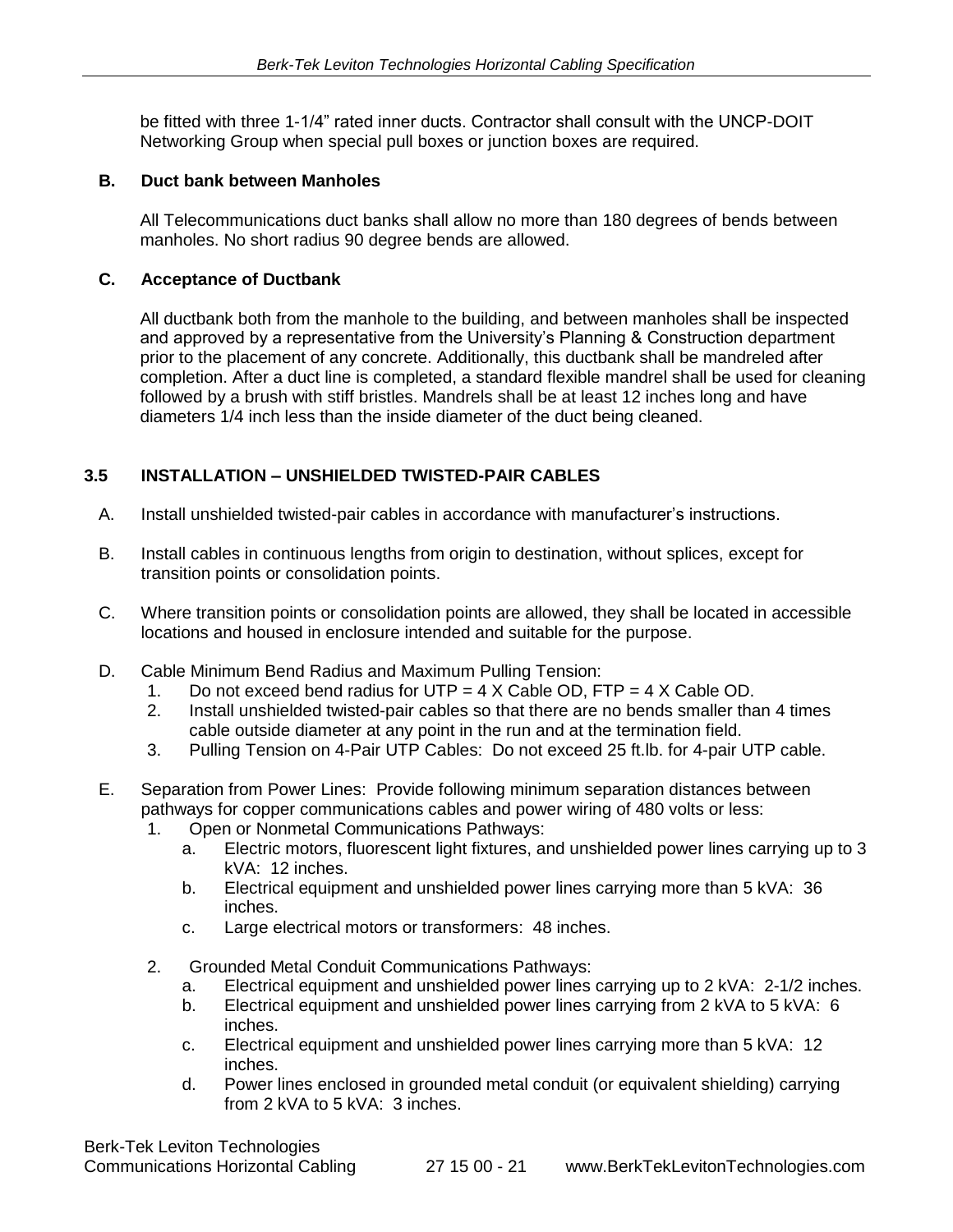be fitted with three 1-1/4" rated inner ducts. Contractor shall consult with the UNCP-DOIT Networking Group when special pull boxes or junction boxes are required.

**B. Duct bank between Manholes**

All Telecommunications duct banks shall allow no more than 180 degrees of bends between manholes. No short radius 90 degree bends are allowed.

**C. Acceptance of Ductbank**

All ductbank both from the manhole to the building, and between manholes shall be inspected and approved by a representative from the University's Planning & Construction department prior to the placement of any concrete. Additionally, this ductbank shall be mandreled after completion. After a duct line is completed, a standard flexible mandrel shall be used for cleaning followed by a brush with stiff bristles. Mandrels shall be at least 12 inches long and have diameters 1/4 inch less than the inside diameter of the duct being cleaned.

## 3.5 INSTALLATION – UNSHIELDED TWISTED-PAIR CABLES

A. Install unshielded twisted-pair cables in accordance with manufacturer's instructions.

B. Install cables in continuous lengths from origin to destination, without splices, except for transition points or consolidation points.

C. Where transition points or consolidation points are allowed, they shall be located in accessible locations and housed in enclosure intended and suitable for the purpose.

D. Cable Minimum Bend Radius and Maximum Pulling Tension:
   1. Do not exceed bend radius for UTP = 4 X Cable OD, FTP = 4 X Cable OD.
   2. Install unshielded twisted-pair cables so that there are no bends smaller than 4 times cable outside diameter at any point in the run and at the termination field.
   3. Pulling Tension on 4-Pair UTP Cables: Do not exceed 25 ft.lb. for 4-pair UTP cable.

E. Separation from Power Lines: Provide following minimum separation distances between pathways for copper communications cables and power wiring of 480 volts or less:
   1. Open or Nonmetal Communications Pathways:
      a. Electric motors, fluorescent light fixtures, and unshielded power lines carrying up to 3 kVA: 12 inches.
      b. Electrical equipment and unshielded power lines carrying more than 5 kVA: 36 inches.
      c. Large electrical motors or transformers: 48 inches.

   2. Grounded Metal Conduit Communications Pathways:
      a. Electrical equipment and unshielded power lines carrying up to 2 kVA: 2-1/2 inches.
      b. Electrical equipment and unshielded power lines carrying from 2 kVA to 5 kVA: 6 inches.
      c. Electrical equipment and unshielded power lines carrying more than 5 kVA: 12 inches.
      d. Power lines enclosed in grounded metal conduit (or equivalent shielding) carrying from 2 kVA to 5 kVA: 3 inches.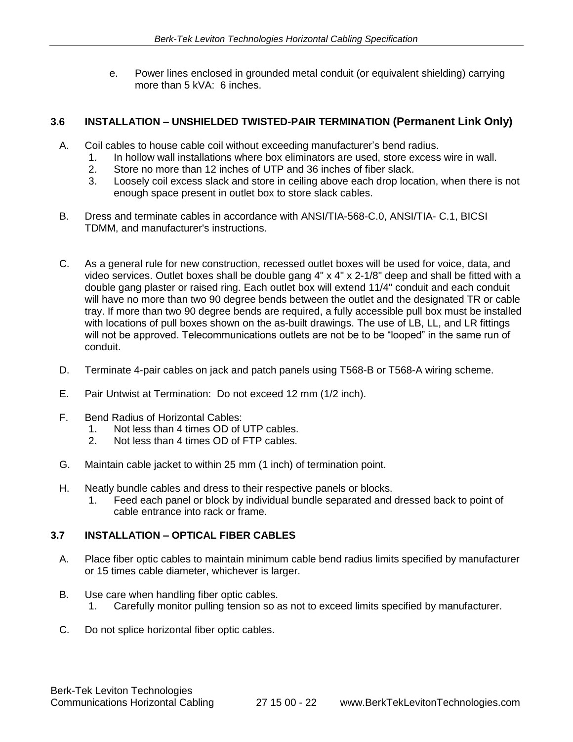e. Power lines enclosed in grounded metal conduit (or equivalent shielding) carrying more than 5 kVA: 6 inches.

### 3.6 INSTALLATION – UNSHIELDED TWISTED-PAIR TERMINATION (Permanent Link Only)

A. Coil cables to house cable coil without exceeding manufacturer's bend radius.
   1. In hollow wall installations where box eliminators are used, store excess wire in wall.
   2. Store no more than 12 inches of UTP and 36 inches of fiber slack.
   3. Loosely coil excess slack and store in ceiling above each drop location, when there is not enough space present in outlet box to store slack cables.

B. Dress and terminate cables in accordance with ANSI/TIA-568-C.0, ANSI/TIA- C.1, BICSI TDMM, and manufacturer's instructions.

C. As a general rule for new construction, recessed outlet boxes will be used for voice, data, and video services. Outlet boxes shall be double gang 4" x 4" x 2-1/8" deep and shall be fitted with a double gang plaster or raised ring. Each outlet box will extend 11/4" conduit and each conduit will have no more than two 90 degree bends between the outlet and the designated TR or cable tray. If more than two 90 degree bends are required, a fully accessible pull box must be installed with locations of pull boxes shown on the as-built drawings. The use of LB, LL, and LR fittings will not be approved. Telecommunications outlets are not be to be "looped" in the same run of conduit.

D. Terminate 4-pair cables on jack and patch panels using T568-B or T568-A wiring scheme.

E. Pair Untwist at Termination: Do not exceed 12 mm (1/2 inch).

F. Bend Radius of Horizontal Cables:
   1. Not less than 4 times OD of UTP cables.
   2. Not less than 4 times OD of FTP cables.

G. Maintain cable jacket to within 25 mm (1 inch) of termination point.

H. Neatly bundle cables and dress to their respective panels or blocks.
   1. Feed each panel or block by individual bundle separated and dressed back to point of cable entrance into rack or frame.

### 3.7 INSTALLATION – OPTICAL FIBER CABLES

A. Place fiber optic cables to maintain minimum cable bend radius limits specified by manufacturer or 15 times cable diameter, whichever is larger.

B. Use care when handling fiber optic cables.
   1. Carefully monitor pulling tension so as not to exceed limits specified by manufacturer.

C. Do not splice horizontal fiber optic cables.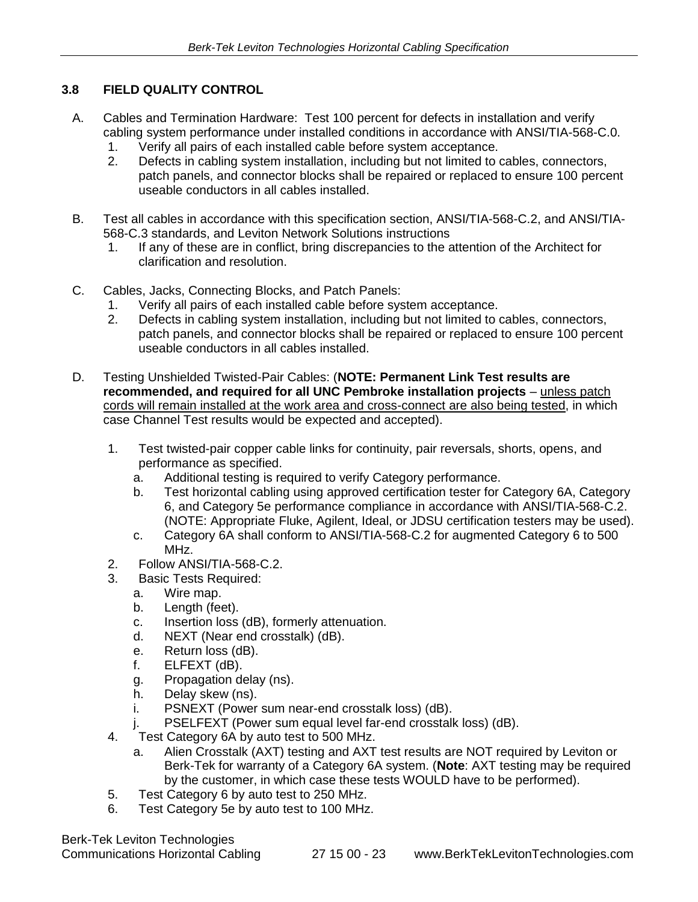### 3.8 FIELD QUALITY CONTROL

A. Cables and Termination Hardware: Test 100 percent for defects in installation and verify cabling system performance under installed conditions in accordance with ANSI/TIA-568-C.0.
   1. Verify all pairs of each installed cable before system acceptance.
   2. Defects in cabling system installation, including but not limited to cables, connectors, patch panels, and connector blocks shall be repaired or replaced to ensure 100 percent useable conductors in all cables installed.

B. Test all cables in accordance with this specification section, ANSI/TIA-568-C.2, and ANSI/TIA-568-C.3 standards, and Leviton Network Solutions instructions
   1. If any of these are in conflict, bring discrepancies to the attention of the Architect for clarification and resolution.

C. Cables, Jacks, Connecting Blocks, and Patch Panels:
   1. Verify all pairs of each installed cable before system acceptance.
   2. Defects in cabling system installation, including but not limited to cables, connectors, patch panels, and connector blocks shall be repaired or replaced to ensure 100 percent useable conductors in all cables installed.

D. Testing Unshielded Twisted-Pair Cables: (**NOTE: Permanent Link Test results are recommended, and required for all UNC Pembroke installation projects** – <u>unless patch cords will remain installed at the work area and cross-connect are also being tested</u>, in which case Channel Test results would be expected and accepted).

   1. Test twisted-pair copper cable links for continuity, pair reversals, shorts, opens, and performance as specified.
      a. Additional testing is required to verify Category performance.
      b. Test horizontal cabling using approved certification tester for Category 6A, Category 6, and Category 5e performance compliance in accordance with ANSI/TIA-568-C.2. (NOTE: Appropriate Fluke, Agilent, Ideal, or JDSU certification testers may be used).
      c. Category 6A shall conform to ANSI/TIA-568-C.2 for augmented Category 6 to 500 MHz.
   2. Follow ANSI/TIA-568-C.2.
   3. Basic Tests Required:
      a. Wire map.
      b. Length (feet).
      c. Insertion loss (dB), formerly attenuation.
      d. NEXT (Near end crosstalk) (dB).
      e. Return loss (dB).
      f. ELFEXT (dB).
      g. Propagation delay (ns).
      h. Delay skew (ns).
      i. PSNEXT (Power sum near-end crosstalk loss) (dB).
      j. PSELFEXT (Power sum equal level far-end crosstalk loss) (dB).
   4. Test Category 6A by auto test to 500 MHz.
      a. Alien Crosstalk (AXT) testing and AXT test results are NOT required by Leviton or Berk-Tek for warranty of a Category 6A system. (**Note**: AXT testing may be required by the customer, in which case these tests WOULD have to be performed).
   5. Test Category 6 by auto test to 250 MHz.
   6. Test Category 5e by auto test to 100 MHz.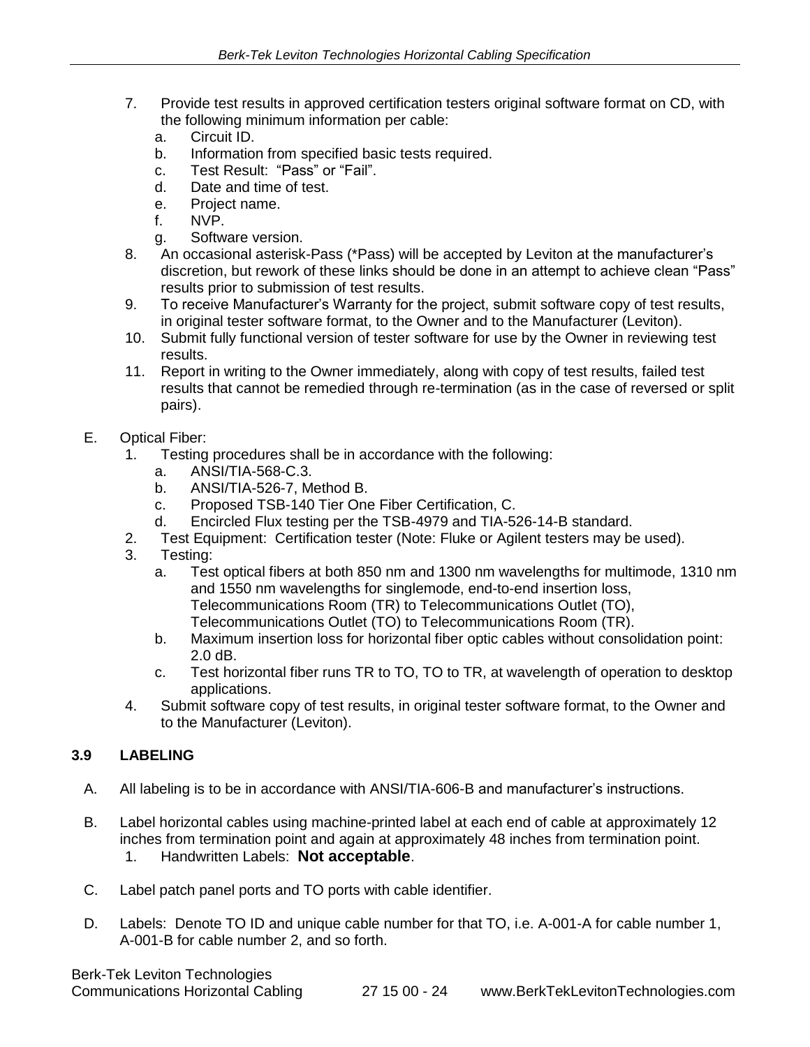7. Provide test results in approved certification testers original software format on CD, with the following minimum information per cable:
   a. Circuit ID.
   b. Information from specified basic tests required.
   c. Test Result: "Pass" or "Fail".
   d. Date and time of test.
   e. Project name.
   f. NVP.
   g. Software version.
8. An occasional asterisk-Pass (*Pass) will be accepted by Leviton at the manufacturer's discretion, but rework of these links should be done in an attempt to achieve clean "Pass" results prior to submission of test results.
9. To receive Manufacturer's Warranty for the project, submit software copy of test results, in original tester software format, to the Owner and to the Manufacturer (Leviton).
10. Submit fully functional version of tester software for use by the Owner in reviewing test results.
11. Report in writing to the Owner immediately, along with copy of test results, failed test results that cannot be remedied through re-termination (as in the case of reversed or split pairs).

E. Optical Fiber:
   1. Testing procedures shall be in accordance with the following:
      a. ANSI/TIA-568-C.3.
      b. ANSI/TIA-526-7, Method B.
      c. Proposed TSB-140 Tier One Fiber Certification, C.
      d. Encircled Flux testing per the TSB-4979 and TIA-526-14-B standard.
   2. Test Equipment: Certification tester (Note: Fluke or Agilent testers may be used).
   3. Testing:
      a. Test optical fibers at both 850 nm and 1300 nm wavelengths for multimode, 1310 nm and 1550 nm wavelengths for singlemode, end-to-end insertion loss, Telecommunications Room (TR) to Telecommunications Outlet (TO), Telecommunications Outlet (TO) to Telecommunications Room (TR).
      b. Maximum insertion loss for horizontal fiber optic cables without consolidation point: 2.0 dB.
      c. Test horizontal fiber runs TR to TO, TO to TR, at wavelength of operation to desktop applications.
   4. Submit software copy of test results, in original tester software format, to the Owner and to the Manufacturer (Leviton).

### 3.9 LABELING

A. All labeling is to be in accordance with ANSI/TIA-606-B and manufacturer's instructions.

B. Label horizontal cables using machine-printed label at each end of cable at approximately 12 inches from termination point and again at approximately 48 inches from termination point.
   1. Handwritten Labels: **Not acceptable**.

C. Label patch panel ports and TO ports with cable identifier.

D. Labels: Denote TO ID and unique cable number for that TO, i.e. A-001-A for cable number 1, A-001-B for cable number 2, and so forth.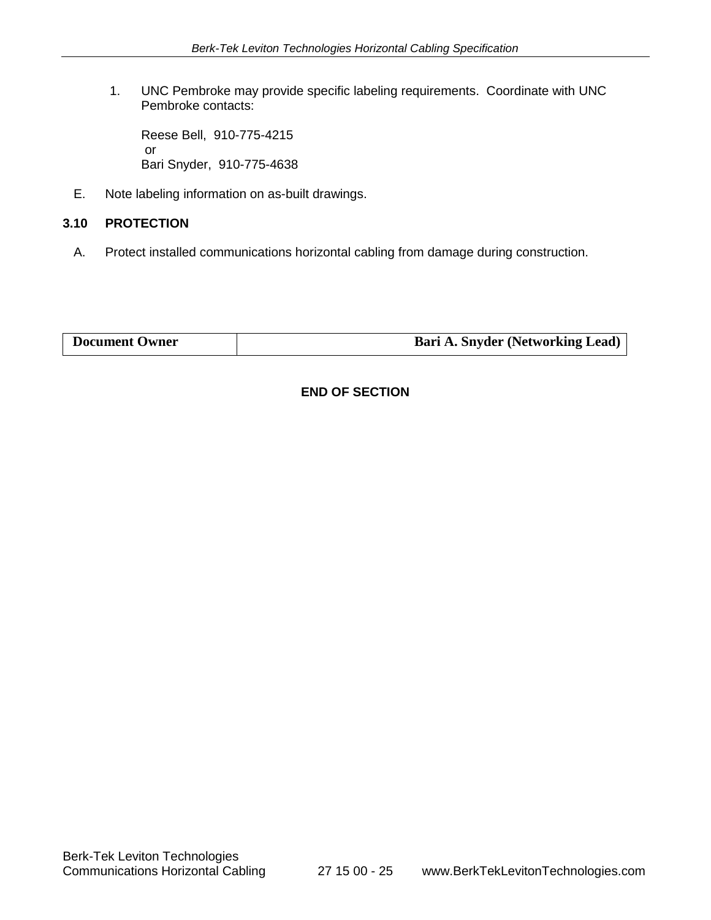1. UNC Pembroke may provide specific labeling requirements. Coordinate with UNC Pembroke contacts:

   Reese Bell, 910-775-4215
   or
   Bari Snyder, 910-775-4638

E. Note labeling information on as-built drawings.

### 3.10 PROTECTION

A. Protect installed communications horizontal cabling from damage during construction.

| | |
|---|---|
| **Document Owner** | **Bari A. Snyder (Networking Lead)** |

**END OF SECTION**